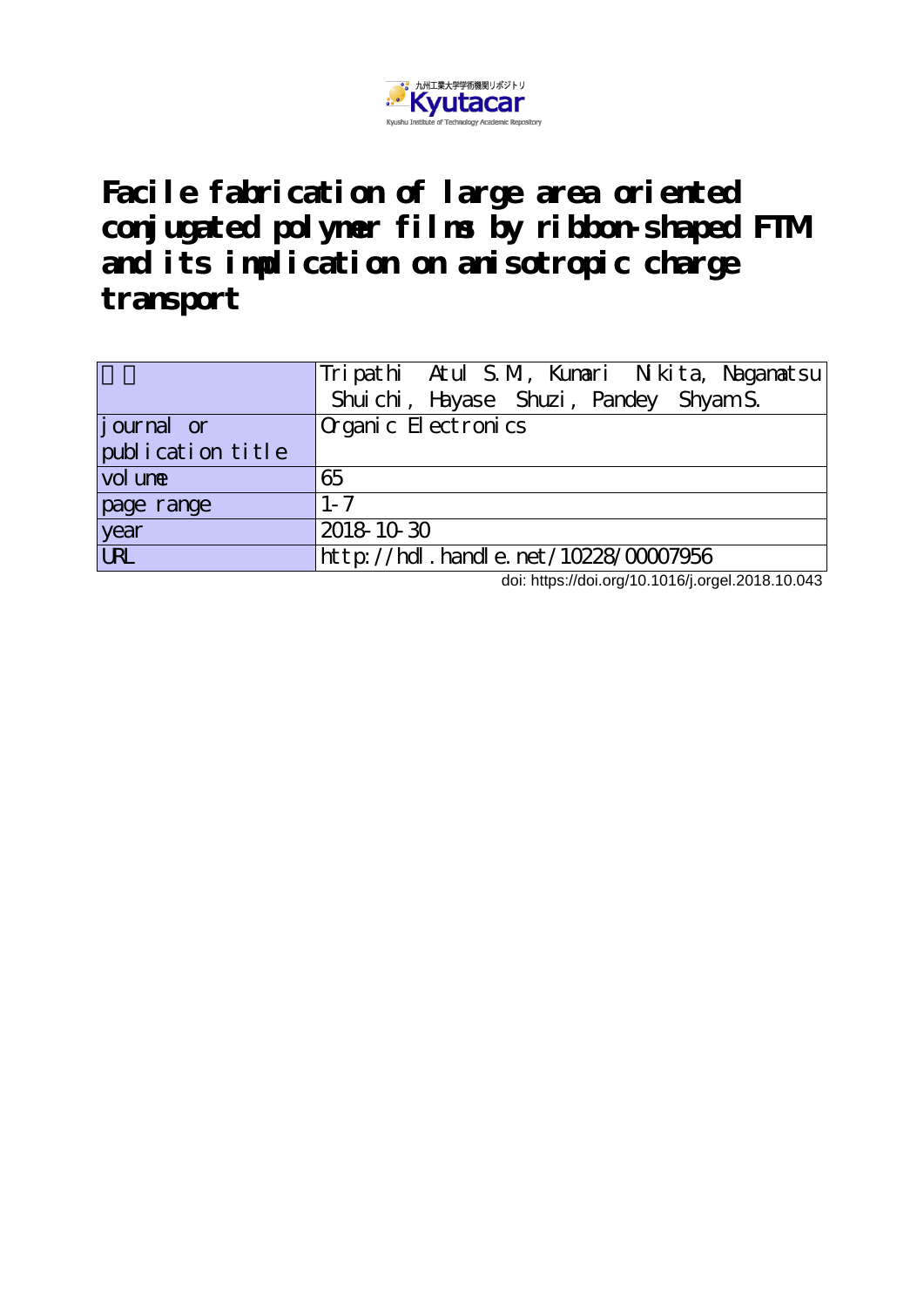九州工業大学学術機関リポジトリ Kyutacar
Kyushu Institute of Technology Academic Repository

# Facile fabrication of large area oriented conjugated polymer films by ribbon-shaped FTM and its implication on anisotropic charge transport

| | |
|---|---|
| 著者 | Tripathi Atul S.M., Kumari Nikita, Nagamatsu Shuichi, Hayase Shuzi, Pandey Shyam S. |
| journal or publication title | Organic Electronics |
| volume | 65 |
| page range | 1-7 |
| year | 2018-10-30 |
| URL | http://hdl.handle.net/10228/00007956 |

doi: https://doi.org/10.1016/j.orgel.2018.10.043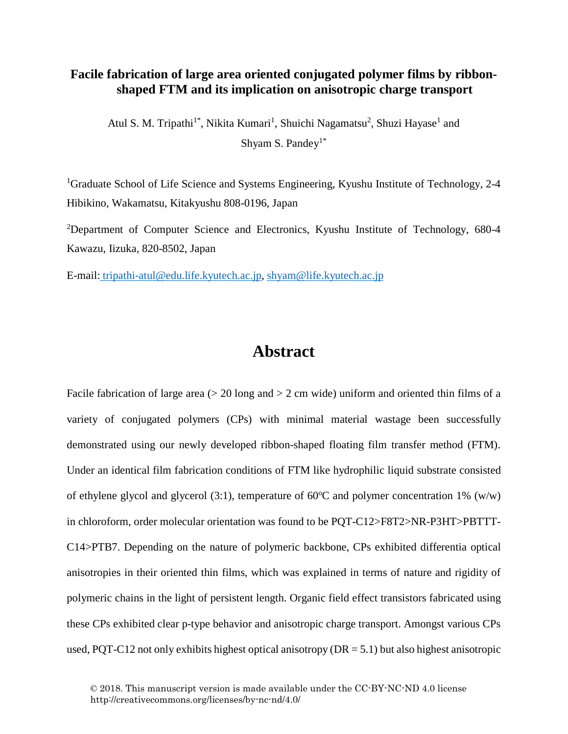**Facile fabrication of large area oriented conjugated polymer films by ribbon-shaped FTM and its implication on anisotropic charge transport**

Atul S. M. Tripathi[1*], Nikita Kumari[1], Shuichi Nagamatsu[2], Shuzi Hayase[1] and Shyam S. Pandey[1*]

[1]Graduate School of Life Science and Systems Engineering, Kyushu Institute of Technology, 2-4 Hibikino, Wakamatsu, Kitakyushu 808-0196, Japan

[2]Department of Computer Science and Electronics, Kyushu Institute of Technology, 680-4 Kawazu, Iizuka, 820-8502, Japan

E-mail: tripathi-atul@edu.life.kyutech.ac.jp, shyam@life.kyutech.ac.jp

# Abstract

Facile fabrication of large area (> 20 long and > 2 cm wide) uniform and oriented thin films of a variety of conjugated polymers (CPs) with minimal material wastage been successfully demonstrated using our newly developed ribbon-shaped floating film transfer method (FTM). Under an identical film fabrication conditions of FTM like hydrophilic liquid substrate consisted of ethylene glycol and glycerol (3:1), temperature of 60°C and polymer concentration 1% (w/w) in chloroform, order molecular orientation was found to be PQT-C12>F8T2>NR-P3HT>PBTTT-C14>PTB7. Depending on the nature of polymeric backbone, CPs exhibited differentia optical anisotropies in their oriented thin films, which was explained in terms of nature and rigidity of polymeric chains in the light of persistent length. Organic field effect transistors fabricated using these CPs exhibited clear p-type behavior and anisotropic charge transport. Amongst various CPs used, PQT-C12 not only exhibits highest optical anisotropy (DR = 5.1) but also highest anisotropic

© 2018. This manuscript version is made available under the CC-BY-NC-ND 4.0 license http://creativecommons.org/licenses/by-nc-nd/4.0/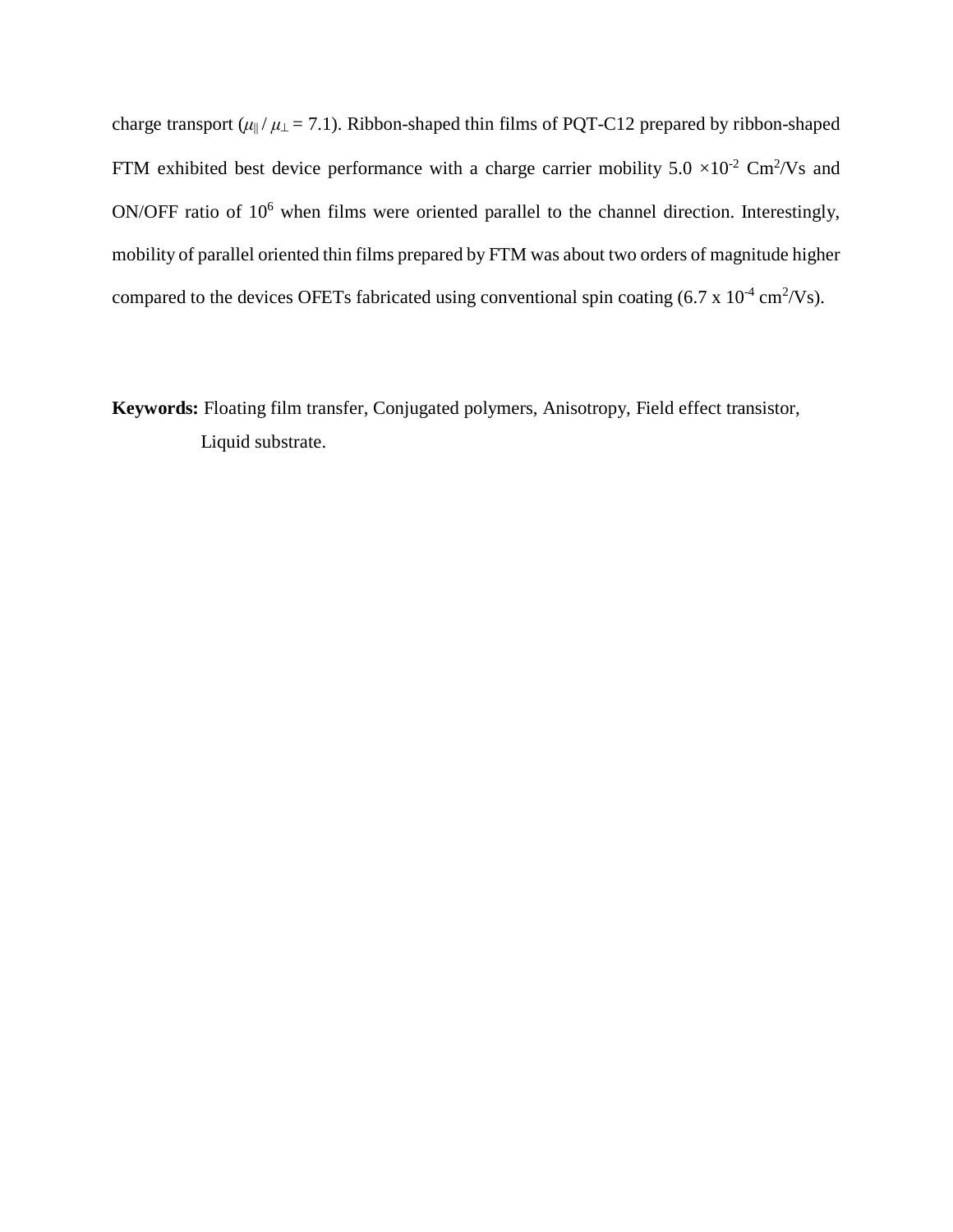charge transport ($\mu_{\parallel} / \mu_{\perp} = 7.1$). Ribbon-shaped thin films of PQT-C12 prepared by ribbon-shaped FTM exhibited best device performance with a charge carrier mobility $5.0 \times 10^{-2}$ Cm$^2$/Vs and ON/OFF ratio of $10^6$ when films were oriented parallel to the channel direction. Interestingly, mobility of parallel oriented thin films prepared by FTM was about two orders of magnitude higher compared to the devices OFETs fabricated using conventional spin coating ($6.7 \times 10^{-4}$ cm$^2$/Vs).

**Keywords:** Floating film transfer, Conjugated polymers, Anisotropy, Field effect transistor, Liquid substrate.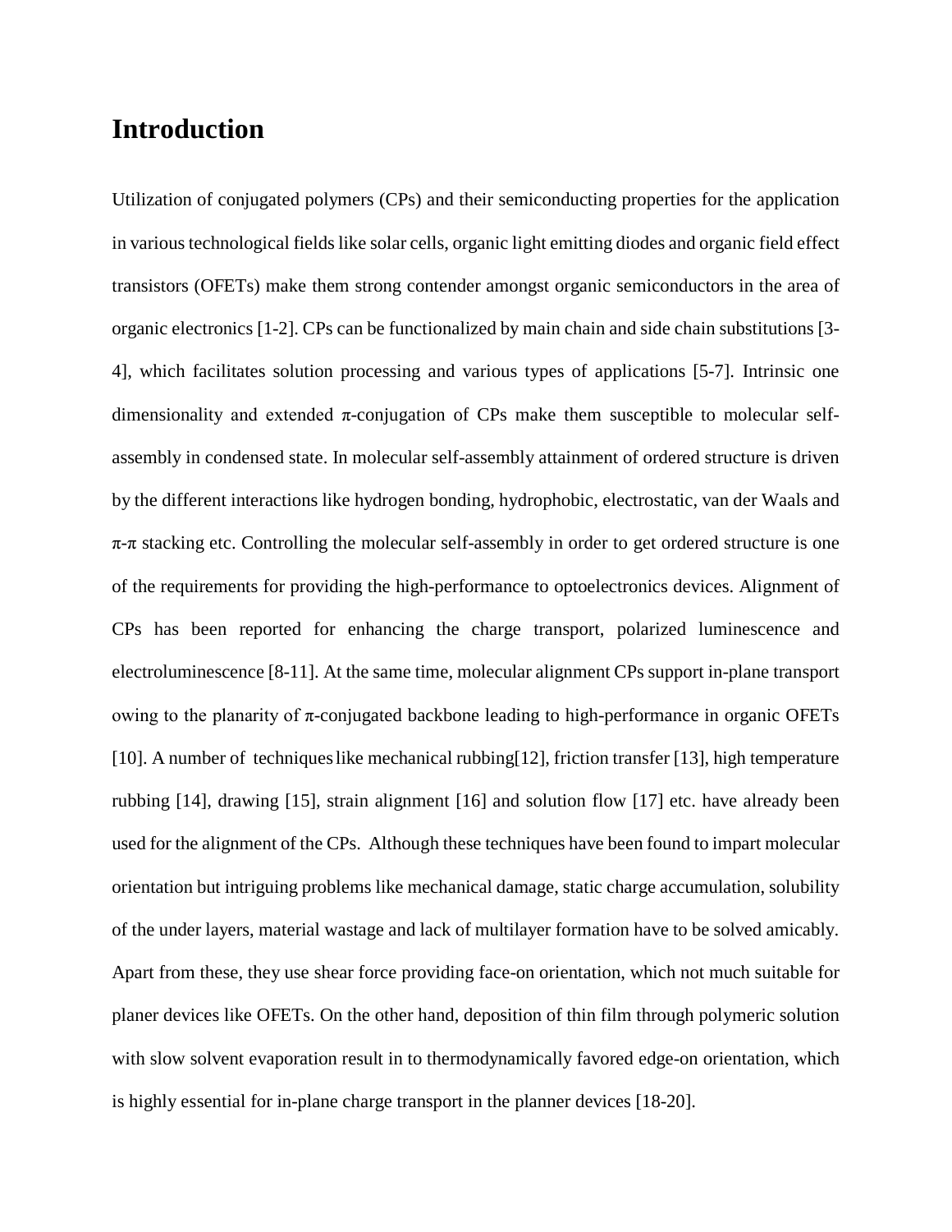# Introduction

Utilization of conjugated polymers (CPs) and their semiconducting properties for the application in various technological fields like solar cells, organic light emitting diodes and organic field effect transistors (OFETs) make them strong contender amongst organic semiconductors in the area of organic electronics [1-2]. CPs can be functionalized by main chain and side chain substitutions [3-4], which facilitates solution processing and various types of applications [5-7]. Intrinsic one dimensionality and extended π-conjugation of CPs make them susceptible to molecular self-assembly in condensed state. In molecular self-assembly attainment of ordered structure is driven by the different interactions like hydrogen bonding, hydrophobic, electrostatic, van der Waals and π-π stacking etc. Controlling the molecular self-assembly in order to get ordered structure is one of the requirements for providing the high-performance to optoelectronics devices. Alignment of CPs has been reported for enhancing the charge transport, polarized luminescence and electroluminescence [8-11]. At the same time, molecular alignment CPs support in-plane transport owing to the planarity of π-conjugated backbone leading to high-performance in organic OFETs [10]. A number of techniques like mechanical rubbing[12], friction transfer [13], high temperature rubbing [14], drawing [15], strain alignment [16] and solution flow [17] etc. have already been used for the alignment of the CPs. Although these techniques have been found to impart molecular orientation but intriguing problems like mechanical damage, static charge accumulation, solubility of the under layers, material wastage and lack of multilayer formation have to be solved amicably. Apart from these, they use shear force providing face-on orientation, which not much suitable for planer devices like OFETs. On the other hand, deposition of thin film through polymeric solution with slow solvent evaporation result in to thermodynamically favored edge-on orientation, which is highly essential for in-plane charge transport in the planner devices [18-20].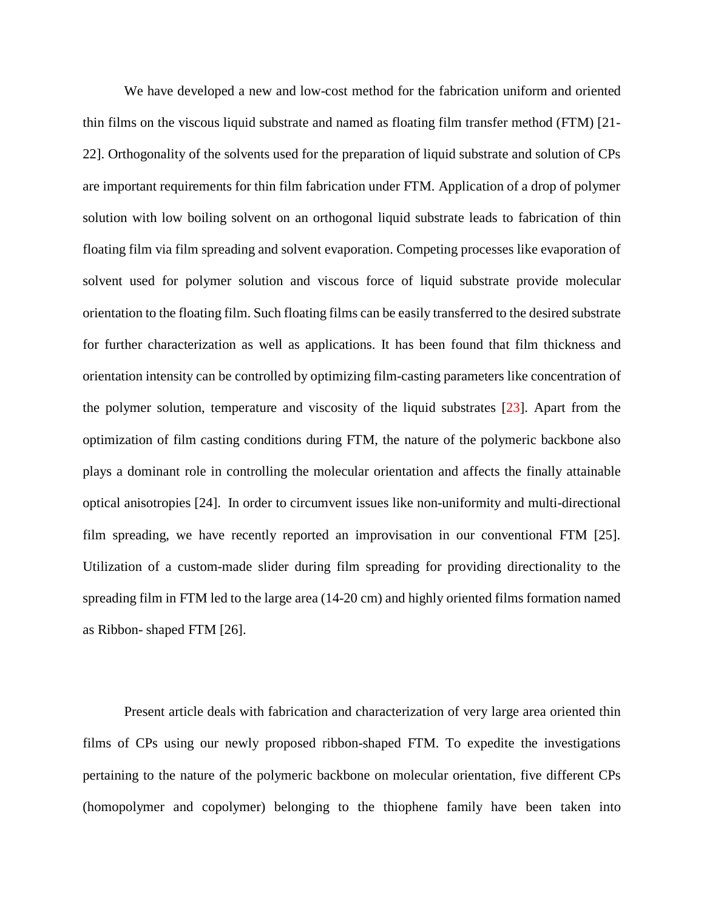We have developed a new and low-cost method for the fabrication uniform and oriented thin films on the viscous liquid substrate and named as floating film transfer method (FTM) [21-22]. Orthogonality of the solvents used for the preparation of liquid substrate and solution of CPs are important requirements for thin film fabrication under FTM. Application of a drop of polymer solution with low boiling solvent on an orthogonal liquid substrate leads to fabrication of thin floating film via film spreading and solvent evaporation. Competing processes like evaporation of solvent used for polymer solution and viscous force of liquid substrate provide molecular orientation to the floating film. Such floating films can be easily transferred to the desired substrate for further characterization as well as applications. It has been found that film thickness and orientation intensity can be controlled by optimizing film-casting parameters like concentration of the polymer solution, temperature and viscosity of the liquid substrates [23]. Apart from the optimization of film casting conditions during FTM, the nature of the polymeric backbone also plays a dominant role in controlling the molecular orientation and affects the finally attainable optical anisotropies [24]. In order to circumvent issues like non-uniformity and multi-directional film spreading, we have recently reported an improvisation in our conventional FTM [25]. Utilization of a custom-made slider during film spreading for providing directionality to the spreading film in FTM led to the large area (14-20 cm) and highly oriented films formation named as Ribbon- shaped FTM [26].

Present article deals with fabrication and characterization of very large area oriented thin films of CPs using our newly proposed ribbon-shaped FTM. To expedite the investigations pertaining to the nature of the polymeric backbone on molecular orientation, five different CPs (homopolymer and copolymer) belonging to the thiophene family have been taken into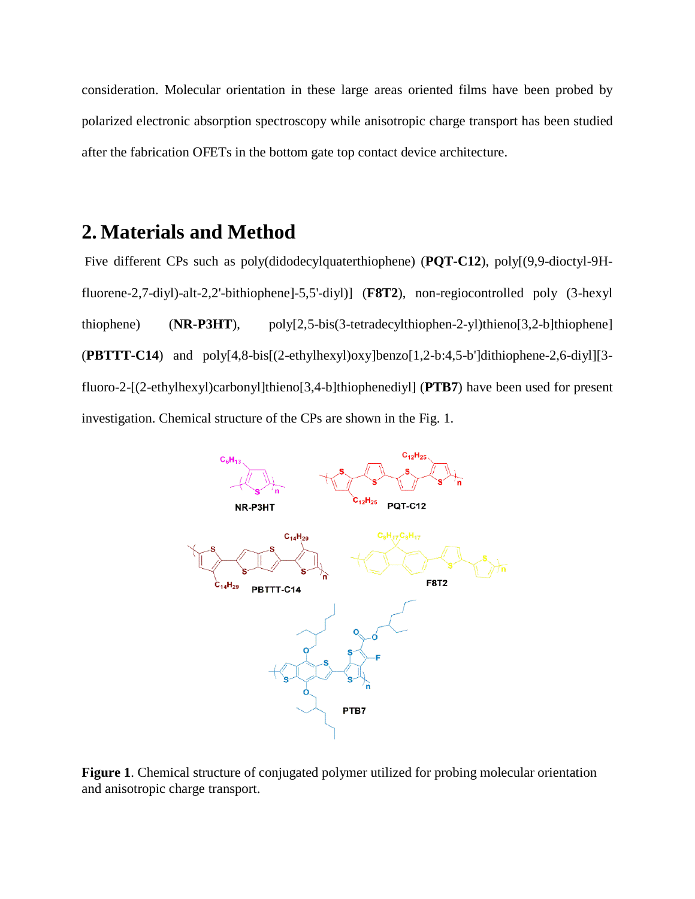consideration. Molecular orientation in these large areas oriented films have been probed by polarized electronic absorption spectroscopy while anisotropic charge transport has been studied after the fabrication OFETs in the bottom gate top contact device architecture.

## 2. Materials and Method

Five different CPs such as poly(didodecylquaterthiophene) (**PQT-C12**), poly[(9,9-dioctyl-9H-fluorene-2,7-diyl)-alt-2,2'-bithiophene]-5,5'-diyl)] (**F8T2**), non-regiocontrolled poly (3-hexyl thiophene) (**NR-P3HT**), poly[2,5-bis(3-tetradecylthiophen-2-yl)thieno[3,2-b]thiophene] (**PBTTT-C14**) and poly[4,8-bis[(2-ethylhexyl)oxy]benzo[1,2-b:4,5-b']dithiophene-2,6-diyl][3-fluoro-2-[(2-ethylhexyl)carbonyl]thieno[3,4-b]thiophenediyl] (**PTB7**) have been used for present investigation. Chemical structure of the CPs are shown in the Fig. 1.

**Figure 1**. Chemical structure of conjugated polymer utilized for probing molecular orientation and anisotropic charge transport.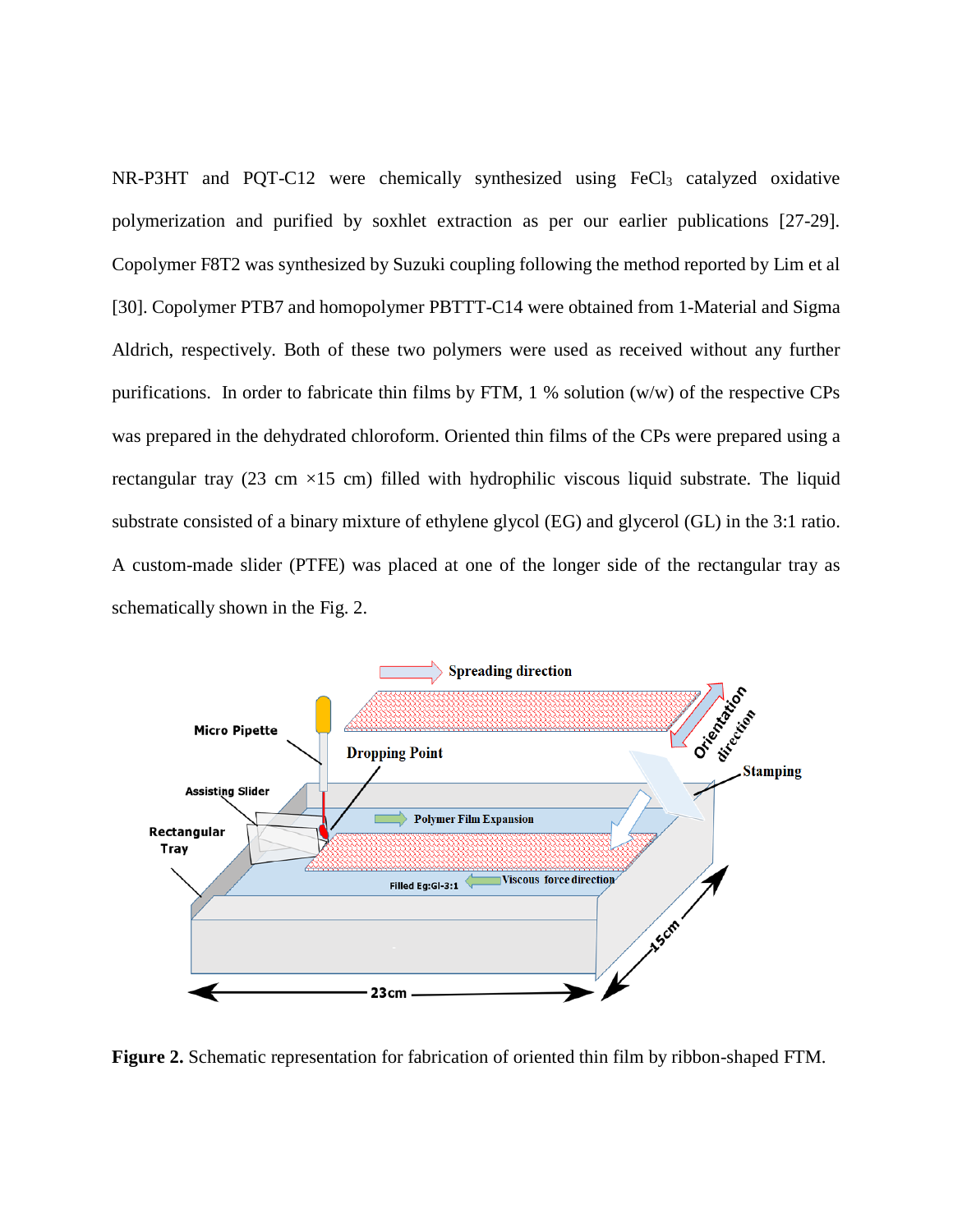NR-P3HT and PQT-C12 were chemically synthesized using $FeCl_3$ catalyzed oxidative polymerization and purified by soxhlet extraction as per our earlier publications [27-29]. Copolymer F8T2 was synthesized by Suzuki coupling following the method reported by Lim et al [30]. Copolymer PTB7 and homopolymer PBTTT-C14 were obtained from 1-Material and Sigma Aldrich, respectively. Both of these two polymers were used as received without any further purifications. In order to fabricate thin films by FTM, 1 % solution (w/w) of the respective CPs was prepared in the dehydrated chloroform. Oriented thin films of the CPs were prepared using a rectangular tray (23 cm ×15 cm) filled with hydrophilic viscous liquid substrate. The liquid substrate consisted of a binary mixture of ethylene glycol (EG) and glycerol (GL) in the 3:1 ratio. A custom-made slider (PTFE) was placed at one of the longer side of the rectangular tray as schematically shown in the Fig. 2.

**Figure 2.** Schematic representation for fabrication of oriented thin film by ribbon-shaped FTM.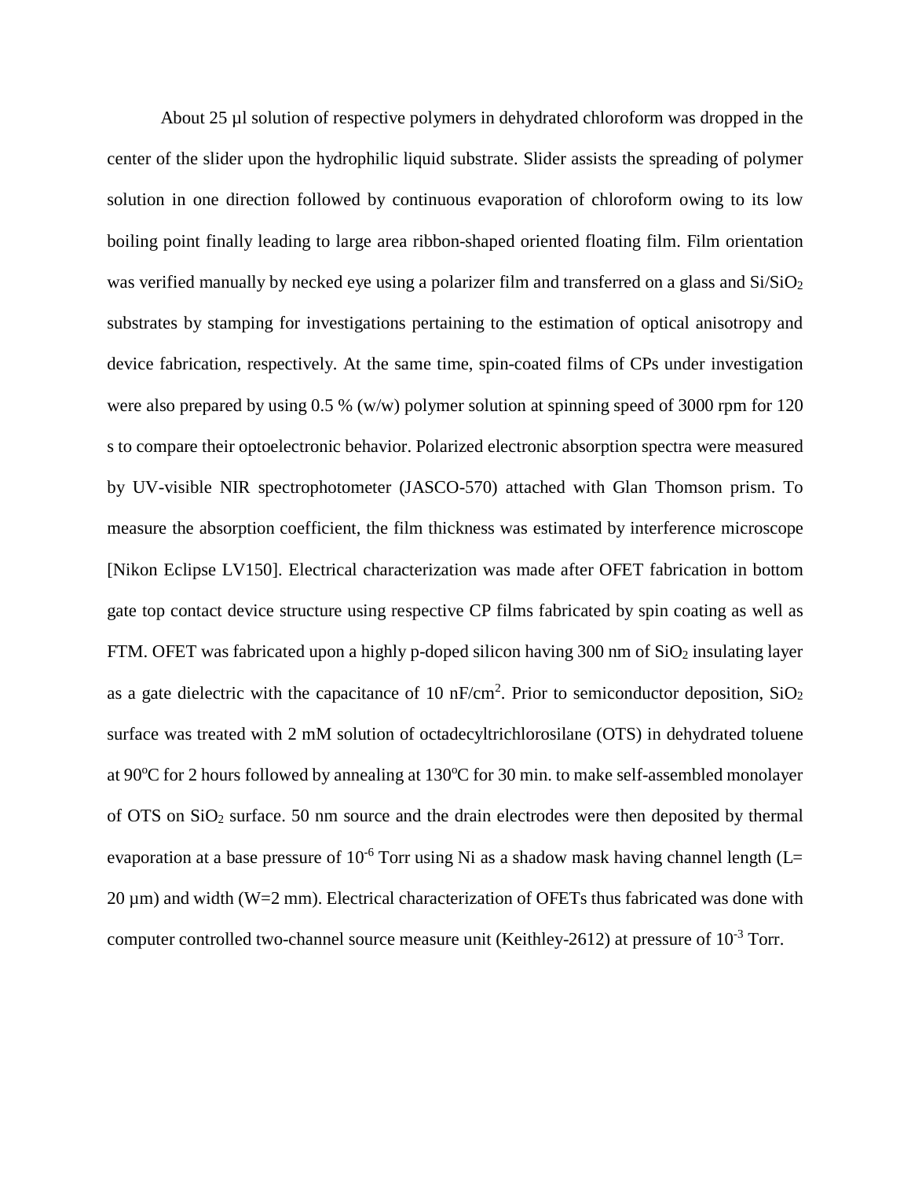About 25 µl solution of respective polymers in dehydrated chloroform was dropped in the center of the slider upon the hydrophilic liquid substrate. Slider assists the spreading of polymer solution in one direction followed by continuous evaporation of chloroform owing to its low boiling point finally leading to large area ribbon-shaped oriented floating film. Film orientation was verified manually by necked eye using a polarizer film and transferred on a glass and Si/$SiO_2$ substrates by stamping for investigations pertaining to the estimation of optical anisotropy and device fabrication, respectively. At the same time, spin-coated films of CPs under investigation were also prepared by using 0.5 % (w/w) polymer solution at spinning speed of 3000 rpm for 120 s to compare their optoelectronic behavior. Polarized electronic absorption spectra were measured by UV-visible NIR spectrophotometer (JASCO-570) attached with Glan Thomson prism. To measure the absorption coefficient, the film thickness was estimated by interference microscope [Nikon Eclipse LV150]. Electrical characterization was made after OFET fabrication in bottom gate top contact device structure using respective CP films fabricated by spin coating as well as FTM. OFET was fabricated upon a highly p-doped silicon having 300 nm of $SiO_2$ insulating layer as a gate dielectric with the capacitance of 10 nF/cm$^2$. Prior to semiconductor deposition, $SiO_2$ surface was treated with 2 mM solution of octadecyltrichlorosilane (OTS) in dehydrated toluene at 90$^o$C for 2 hours followed by annealing at 130$^o$C for 30 min. to make self-assembled monolayer of OTS on $SiO_2$ surface. 50 nm source and the drain electrodes were then deposited by thermal evaporation at a base pressure of $10^{-6}$ Torr using Ni as a shadow mask having channel length (L= 20 µm) and width (W=2 mm). Electrical characterization of OFETs thus fabricated was done with computer controlled two-channel source measure unit (Keithley-2612) at pressure of $10^{-3}$ Torr.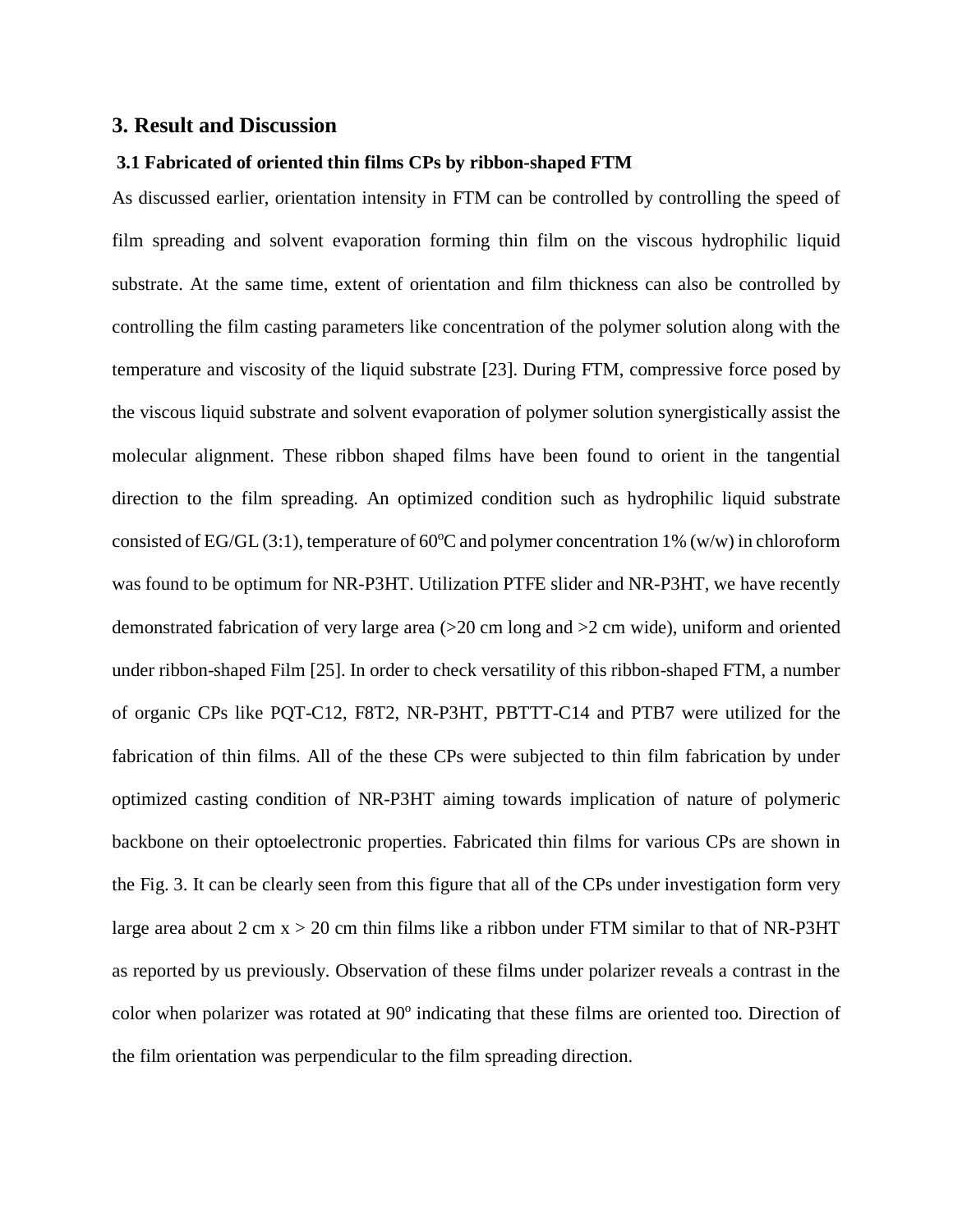## 3. Result and Discussion

### 3.1 Fabricated of oriented thin films CPs by ribbon-shaped FTM

As discussed earlier, orientation intensity in FTM can be controlled by controlling the speed of film spreading and solvent evaporation forming thin film on the viscous hydrophilic liquid substrate. At the same time, extent of orientation and film thickness can also be controlled by controlling the film casting parameters like concentration of the polymer solution along with the temperature and viscosity of the liquid substrate [23]. During FTM, compressive force posed by the viscous liquid substrate and solvent evaporation of polymer solution synergistically assist the molecular alignment. These ribbon shaped films have been found to orient in the tangential direction to the film spreading. An optimized condition such as hydrophilic liquid substrate consisted of EG/GL (3:1), temperature of 60$^{o}$C and polymer concentration 1% (w/w) in chloroform was found to be optimum for NR-P3HT. Utilization PTFE slider and NR-P3HT, we have recently demonstrated fabrication of very large area (>20 cm long and >2 cm wide), uniform and oriented under ribbon-shaped Film [25]. In order to check versatility of this ribbon-shaped FTM, a number of organic CPs like PQT-C12, F8T2, NR-P3HT, PBTTT-C14 and PTB7 were utilized for the fabrication of thin films. All of the these CPs were subjected to thin film fabrication by under optimized casting condition of NR-P3HT aiming towards implication of nature of polymeric backbone on their optoelectronic properties. Fabricated thin films for various CPs are shown in the Fig. 3. It can be clearly seen from this figure that all of the CPs under investigation form very large area about 2 cm x > 20 cm thin films like a ribbon under FTM similar to that of NR-P3HT as reported by us previously. Observation of these films under polarizer reveals a contrast in the color when polarizer was rotated at 90$^{o}$ indicating that these films are oriented too. Direction of the film orientation was perpendicular to the film spreading direction.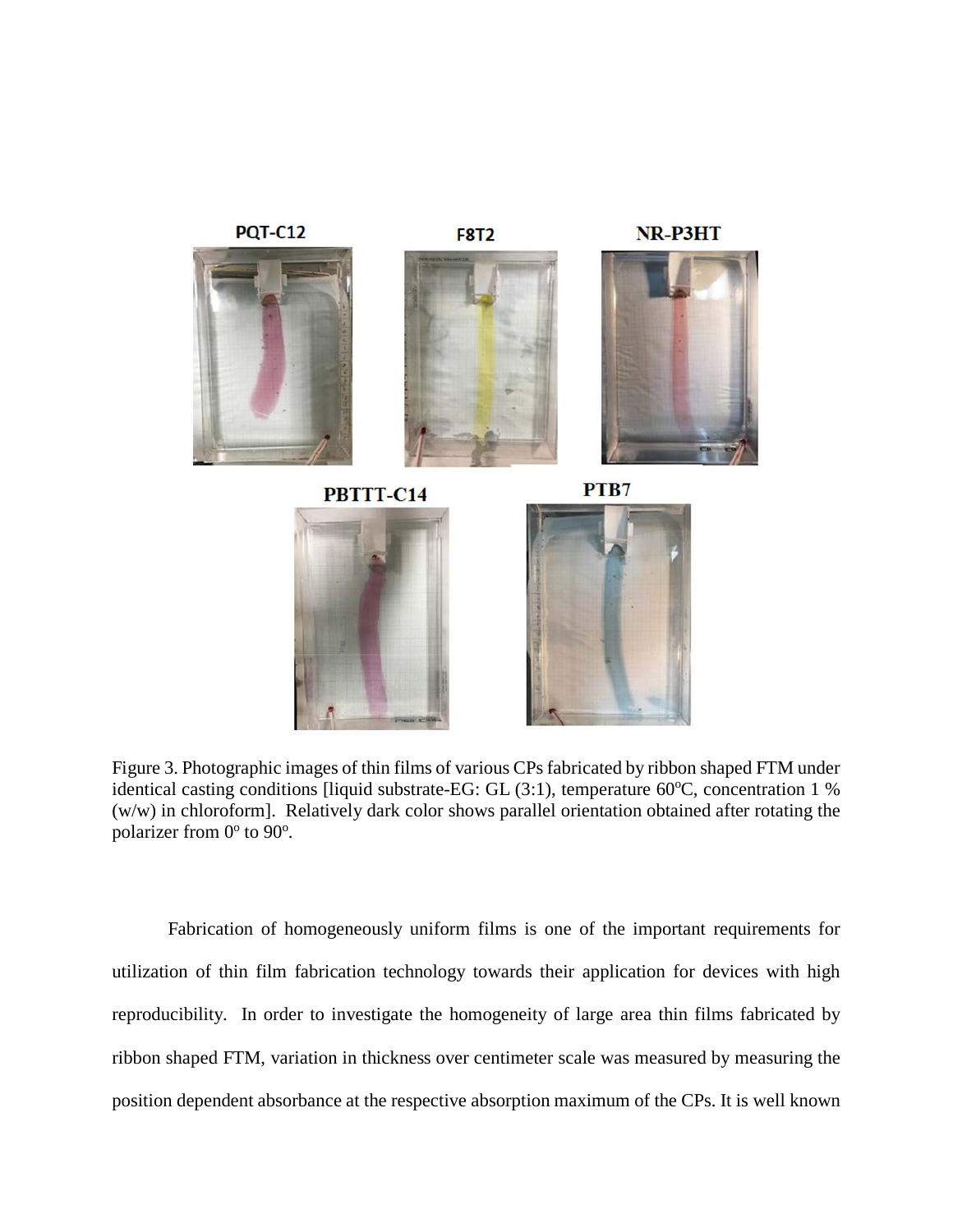Figure 3. Photographic images of thin films of various CPs fabricated by ribbon shaped FTM under identical casting conditions [liquid substrate-EG: GL (3:1), temperature 60$^{o}$C, concentration 1 % (w/w) in chloroform]. Relatively dark color shows parallel orientation obtained after rotating the polarizer from 0$^{o}$ to 90$^{o}$.

Fabrication of homogeneously uniform films is one of the important requirements for utilization of thin film fabrication technology towards their application for devices with high reproducibility. In order to investigate the homogeneity of large area thin films fabricated by ribbon shaped FTM, variation in thickness over centimeter scale was measured by measuring the position dependent absorbance at the respective absorption maximum of the CPs. It is well known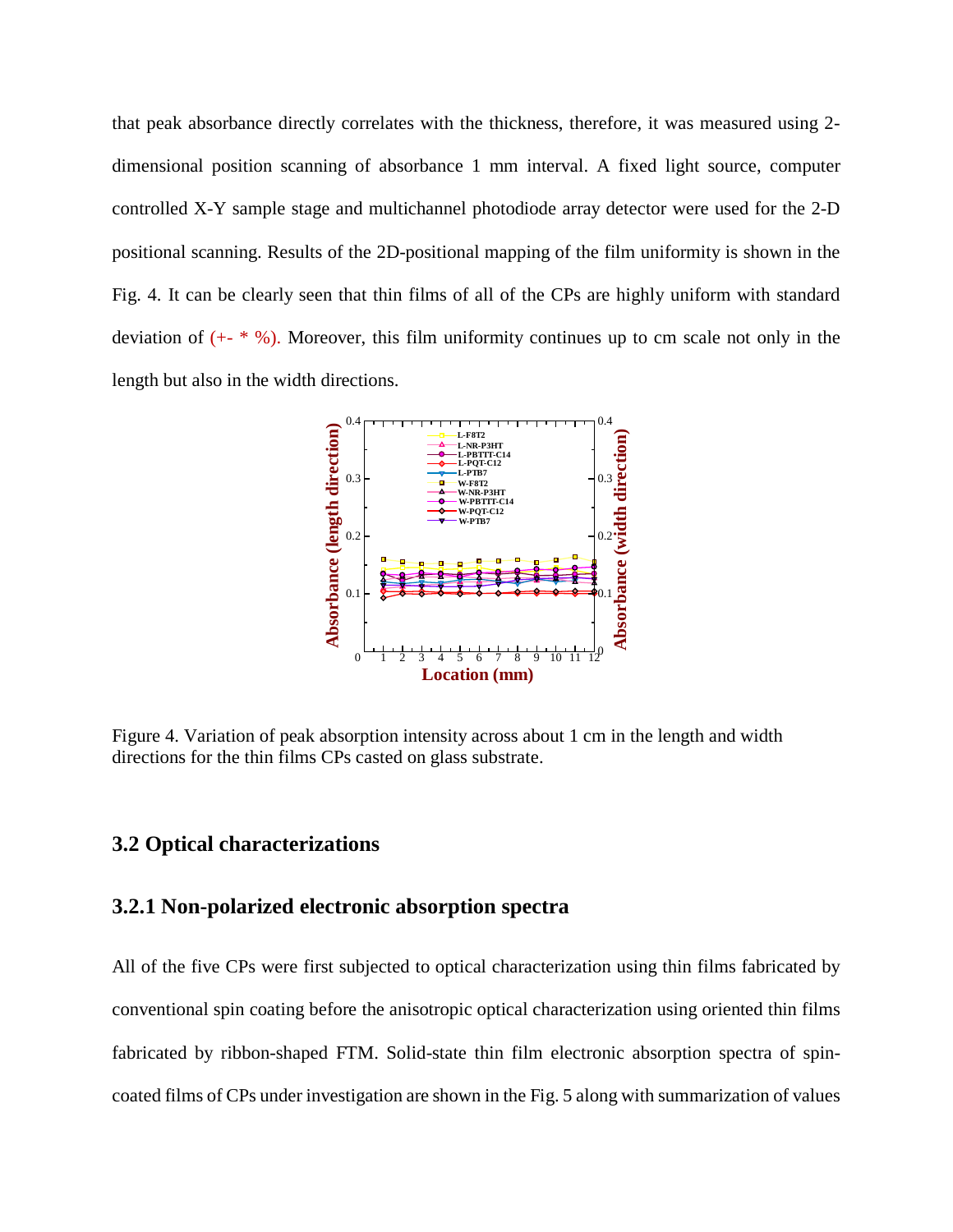that peak absorbance directly correlates with the thickness, therefore, it was measured using 2-dimensional position scanning of absorbance 1 mm interval. A fixed light source, computer controlled X-Y sample stage and multichannel photodiode array detector were used for the 2-D positional scanning. Results of the 2D-positional mapping of the film uniformity is shown in the Fig. 4. It can be clearly seen that thin films of all of the CPs are highly uniform with standard deviation of (+- * %). Moreover, this film uniformity continues up to cm scale not only in the length but also in the width directions.

Figure 4. Variation of peak absorption intensity across about 1 cm in the length and width directions for the thin films CPs casted on glass substrate.

## 3.2 Optical characterizations

### 3.2.1 Non-polarized electronic absorption spectra

All of the five CPs were first subjected to optical characterization using thin films fabricated by conventional spin coating before the anisotropic optical characterization using oriented thin films fabricated by ribbon-shaped FTM. Solid-state thin film electronic absorption spectra of spin-coated films of CPs under investigation are shown in the Fig. 5 along with summarization of values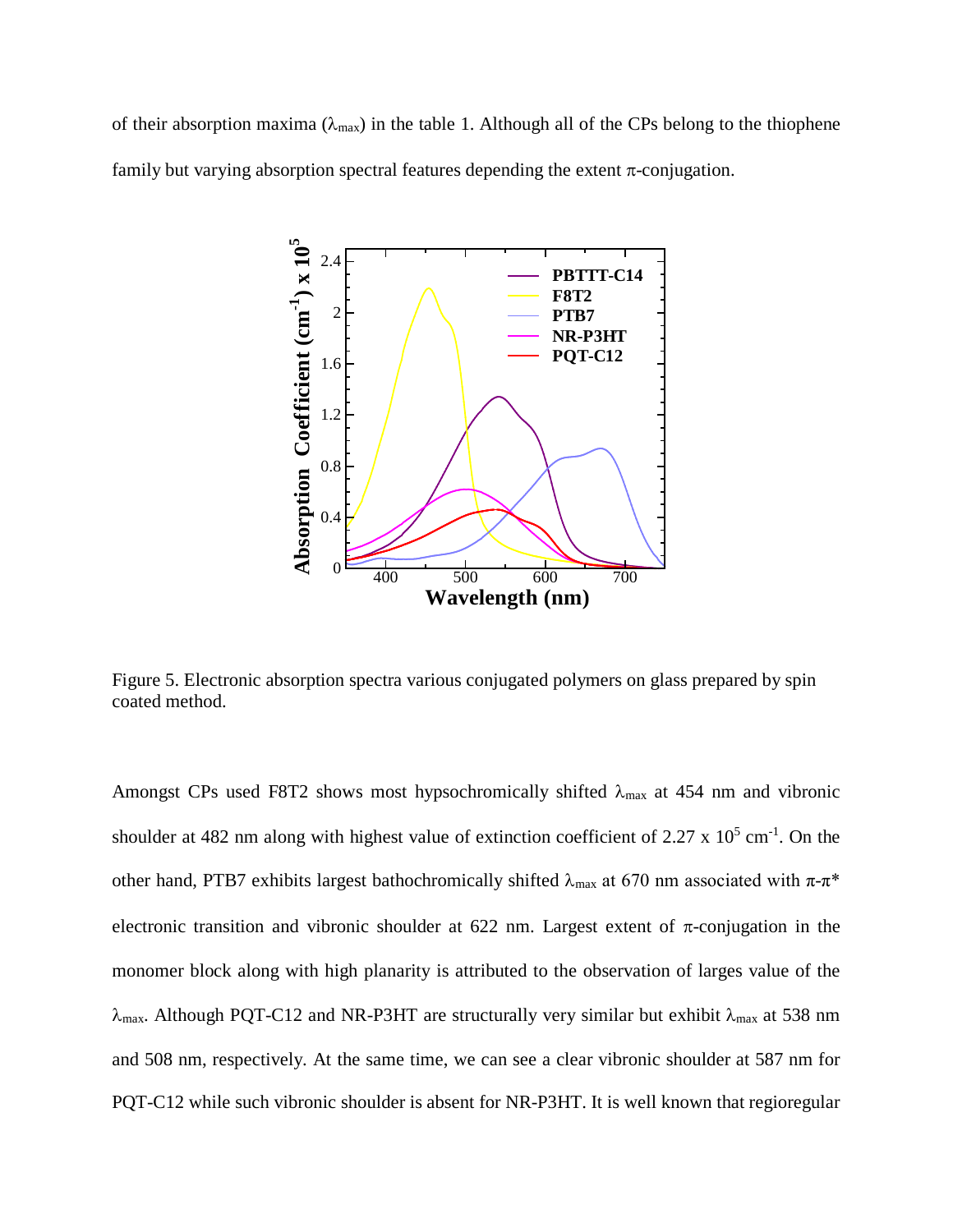of their absorption maxima ($\lambda_{max}$) in the table 1. Although all of the CPs belong to the thiophene family but varying absorption spectral features depending the extent π-conjugation.

Figure 5. Electronic absorption spectra various conjugated polymers on glass prepared by spin coated method.

Amongst CPs used F8T2 shows most hypsochromically shifted $\lambda_{max}$ at 454 nm and vibronic shoulder at 482 nm along with highest value of extinction coefficient of 2.27 x $10^5$ $cm^{-1}$. On the other hand, PTB7 exhibits largest bathochromically shifted $\lambda_{max}$ at 670 nm associated with π-π* electronic transition and vibronic shoulder at 622 nm. Largest extent of π-conjugation in the monomer block along with high planarity is attributed to the observation of larges value of the $\lambda_{max}$. Although PQT-C12 and NR-P3HT are structurally very similar but exhibit $\lambda_{max}$ at 538 nm and 508 nm, respectively. At the same time, we can see a clear vibronic shoulder at 587 nm for PQT-C12 while such vibronic shoulder is absent for NR-P3HT. It is well known that regioregular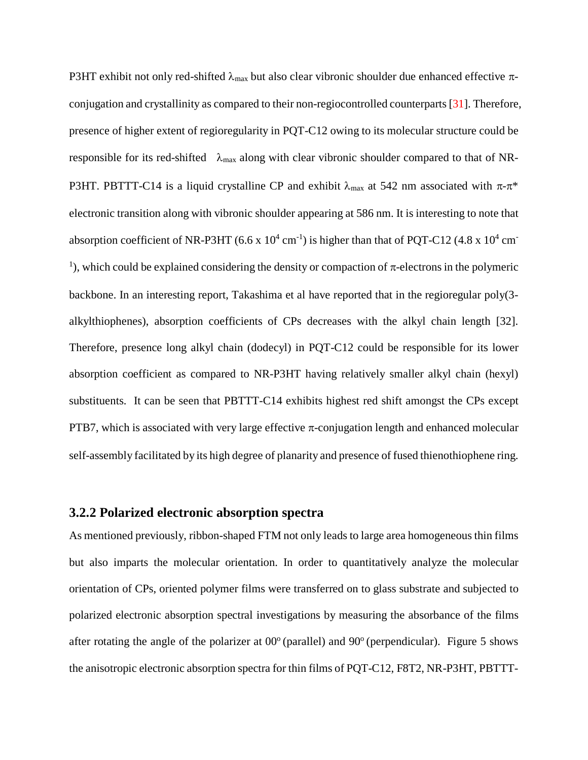P3HT exhibit not only red-shifted $\lambda_{max}$ but also clear vibronic shoulder due enhanced effective $\pi$-conjugation and crystallinity as compared to their non-regiocontrolled counterparts [31]. Therefore, presence of higher extent of regioregularity in PQT-C12 owing to its molecular structure could be responsible for its red-shifted $\lambda_{max}$ along with clear vibronic shoulder compared to that of NR-P3HT. PBTTT-C14 is a liquid crystalline CP and exhibit $\lambda_{max}$ at 542 nm associated with $\pi$-$\pi^*$ electronic transition along with vibronic shoulder appearing at 586 nm. It is interesting to note that absorption coefficient of NR-P3HT ($6.6 \times 10^4$ cm$^{-1}$) is higher than that of PQT-C12 ($4.8 \times 10^4$ cm$^{-1}$), which could be explained considering the density or compaction of $\pi$-electrons in the polymeric backbone. In an interesting report, Takashima et al have reported that in the regioregular poly(3-alkylthiophenes), absorption coefficients of CPs decreases with the alkyl chain length [32]. Therefore, presence long alkyl chain (dodecyl) in PQT-C12 could be responsible for its lower absorption coefficient as compared to NR-P3HT having relatively smaller alkyl chain (hexyl) substituents. It can be seen that PBTTT-C14 exhibits highest red shift amongst the CPs except PTB7, which is associated with very large effective $\pi$-conjugation length and enhanced molecular self-assembly facilitated by its high degree of planarity and presence of fused thienothiophene ring.

### 3.2.2 Polarized electronic absorption spectra

As mentioned previously, ribbon-shaped FTM not only leads to large area homogeneous thin films but also imparts the molecular orientation. In order to quantitatively analyze the molecular orientation of CPs, oriented polymer films were transferred on to glass substrate and subjected to polarized electronic absorption spectral investigations by measuring the absorbance of the films after rotating the angle of the polarizer at 00$^o$ (parallel) and 90$^o$ (perpendicular). Figure 5 shows the anisotropic electronic absorption spectra for thin films of PQT-C12, F8T2, NR-P3HT, PBTTT-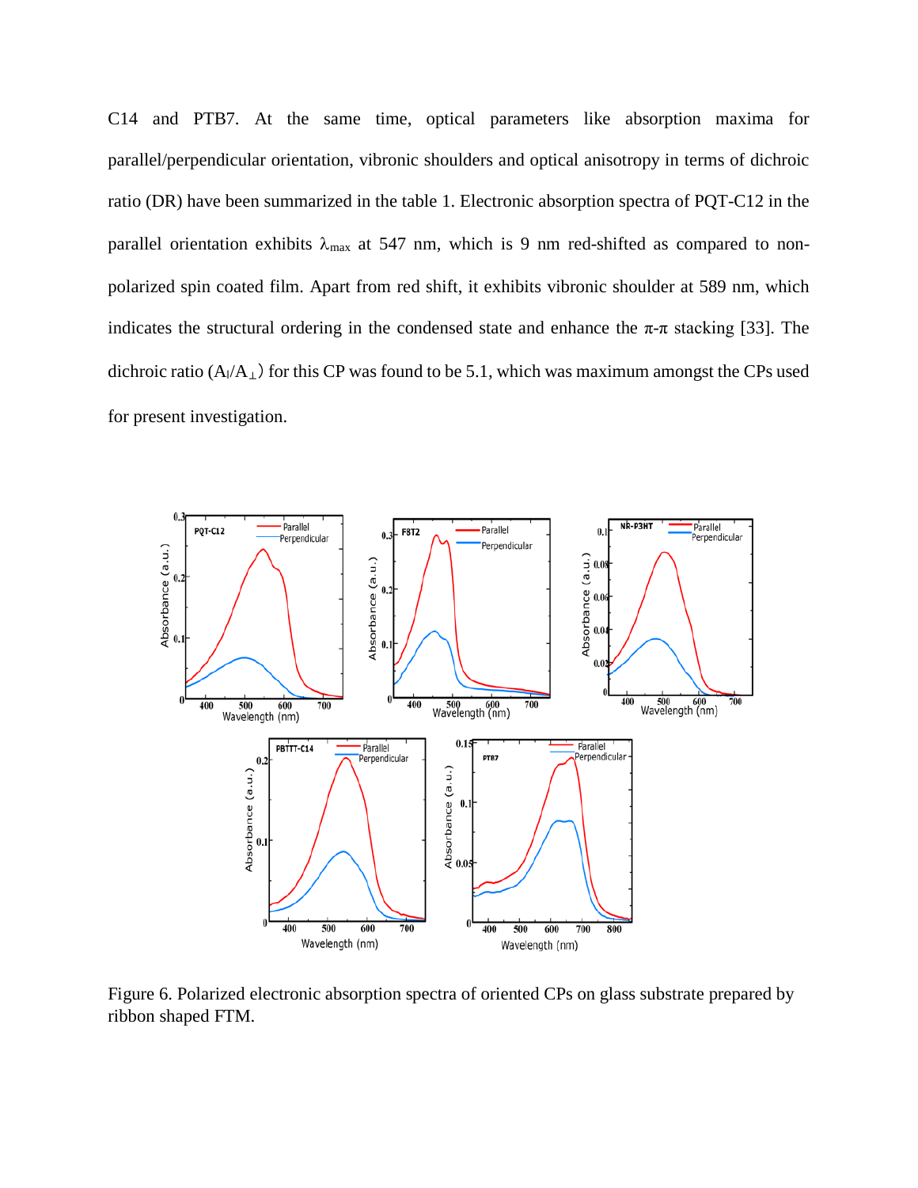C14 and PTB7. At the same time, optical parameters like absorption maxima for parallel/perpendicular orientation, vibronic shoulders and optical anisotropy in terms of dichroic ratio (DR) have been summarized in the table 1. Electronic absorption spectra of PQT-C12 in the parallel orientation exhibits $\lambda_{max}$ at 547 nm, which is 9 nm red-shifted as compared to non-polarized spin coated film. Apart from red shift, it exhibits vibronic shoulder at 589 nm, which indicates the structural ordering in the condensed state and enhance the π-π stacking [33]. The dichroic ratio ($A_{\parallel}/A_{\perp}$) for this CP was found to be 5.1, which was maximum amongst the CPs used for present investigation.

Figure 6. Polarized electronic absorption spectra of oriented CPs on glass substrate prepared by ribbon shaped FTM.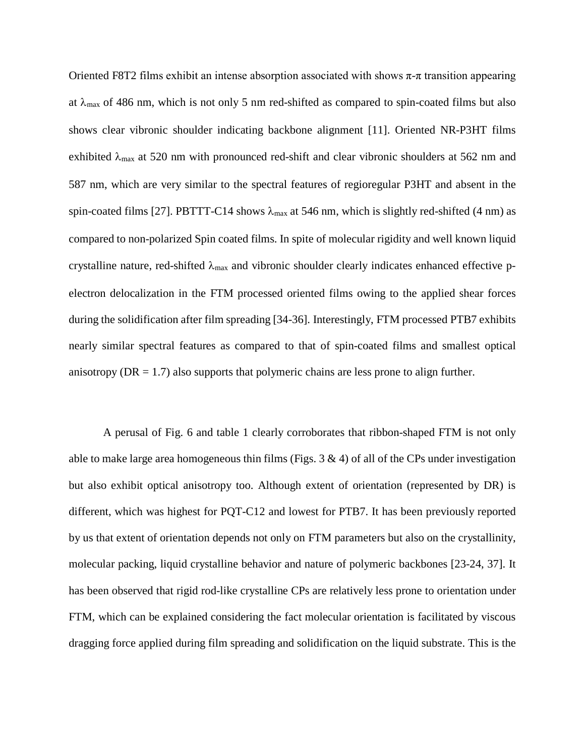Oriented F8T2 films exhibit an intense absorption associated with shows π-π transition appearing at $\lambda_{max}$ of 486 nm, which is not only 5 nm red-shifted as compared to spin-coated films but also shows clear vibronic shoulder indicating backbone alignment [11]. Oriented NR-P3HT films exhibited $\lambda_{max}$ at 520 nm with pronounced red-shift and clear vibronic shoulders at 562 nm and 587 nm, which are very similar to the spectral features of regioregular P3HT and absent in the spin-coated films [27]. PBTTT-C14 shows $\lambda_{max}$ at 546 nm, which is slightly red-shifted (4 nm) as compared to non-polarized Spin coated films. In spite of molecular rigidity and well known liquid crystalline nature, red-shifted $\lambda_{max}$ and vibronic shoulder clearly indicates enhanced effective p-electron delocalization in the FTM processed oriented films owing to the applied shear forces during the solidification after film spreading [34-36]. Interestingly, FTM processed PTB7 exhibits nearly similar spectral features as compared to that of spin-coated films and smallest optical anisotropy (DR = 1.7) also supports that polymeric chains are less prone to align further.

A perusal of Fig. 6 and table 1 clearly corroborates that ribbon-shaped FTM is not only able to make large area homogeneous thin films (Figs. 3 & 4) of all of the CPs under investigation but also exhibit optical anisotropy too. Although extent of orientation (represented by DR) is different, which was highest for PQT-C12 and lowest for PTB7. It has been previously reported by us that extent of orientation depends not only on FTM parameters but also on the crystallinity, molecular packing, liquid crystalline behavior and nature of polymeric backbones [23-24, 37]. It has been observed that rigid rod-like crystalline CPs are relatively less prone to orientation under FTM, which can be explained considering the fact molecular orientation is facilitated by viscous dragging force applied during film spreading and solidification on the liquid substrate. This is the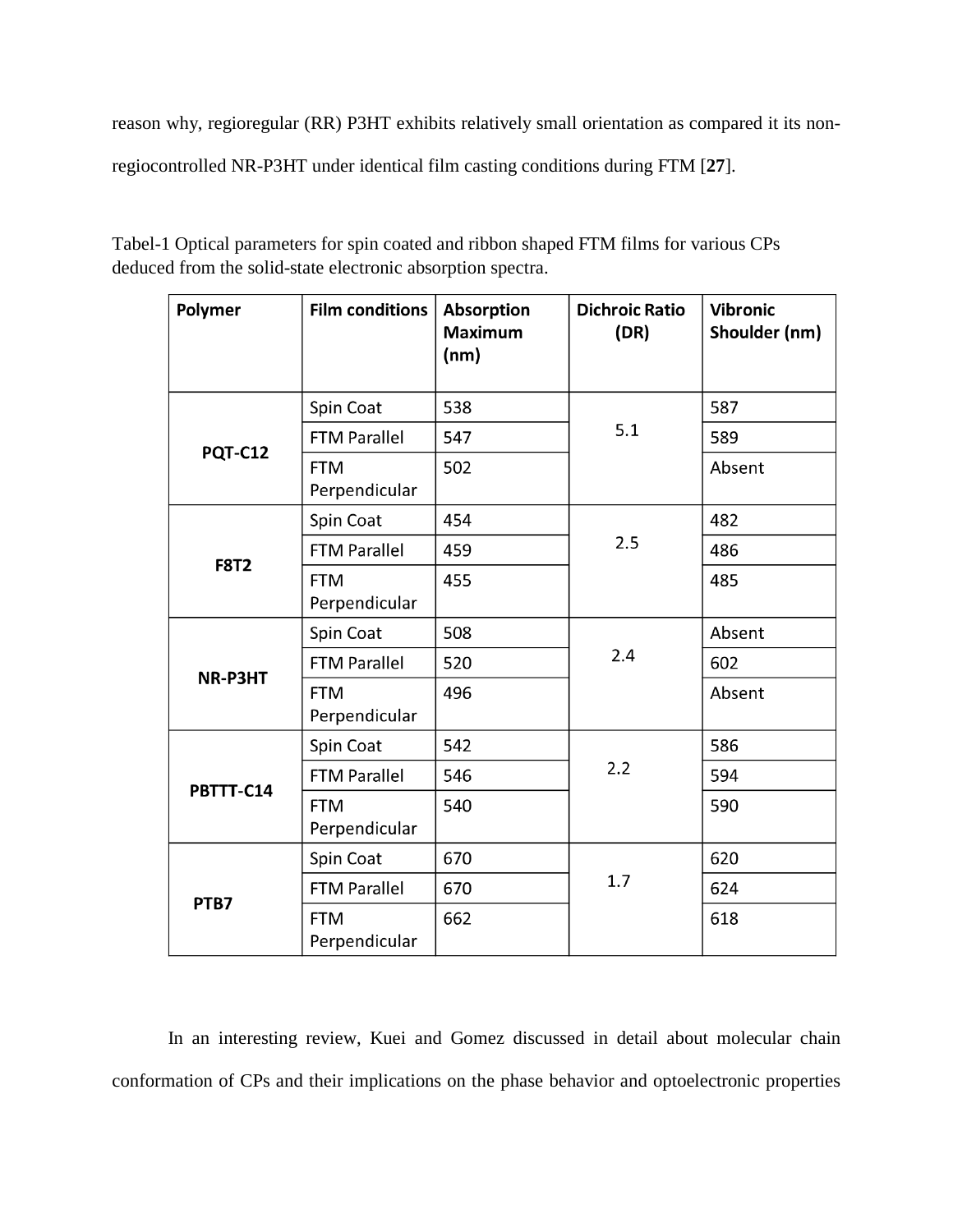reason why, regioregular (RR) P3HT exhibits relatively small orientation as compared it its non-regiocontrolled NR-P3HT under identical film casting conditions during FTM [**27**].

Tabel-1 Optical parameters for spin coated and ribbon shaped FTM films for various CPs deduced from the solid-state electronic absorption spectra.

| Polymer | Film conditions | Absorption Maximum (nm) | Dichroic Ratio (DR) | Vibronic Shoulder (nm) |
|---|---|---|---|---|
| **PQT-C12** | Spin Coat | 538 | 5.1 | 587 |
| | FTM Parallel | 547 | | 589 |
| | FTM Perpendicular | 502 | | Absent |
| **F8T2** | Spin Coat | 454 | 2.5 | 482 |
| | FTM Parallel | 459 | | 486 |
| | FTM Perpendicular | 455 | | 485 |
| **NR-P3HT** | Spin Coat | 508 | 2.4 | Absent |
| | FTM Parallel | 520 | | 602 |
| | FTM Perpendicular | 496 | | Absent |
| **PBTTT-C14** | Spin Coat | 542 | 2.2 | 586 |
| | FTM Parallel | 546 | | 594 |
| | FTM Perpendicular | 540 | | 590 |
| **PTB7** | Spin Coat | 670 | 1.7 | 620 |
| | FTM Parallel | 670 | | 624 |
| | FTM Perpendicular | 662 | | 618 |

In an interesting review, Kuei and Gomez discussed in detail about molecular chain conformation of CPs and their implications on the phase behavior and optoelectronic properties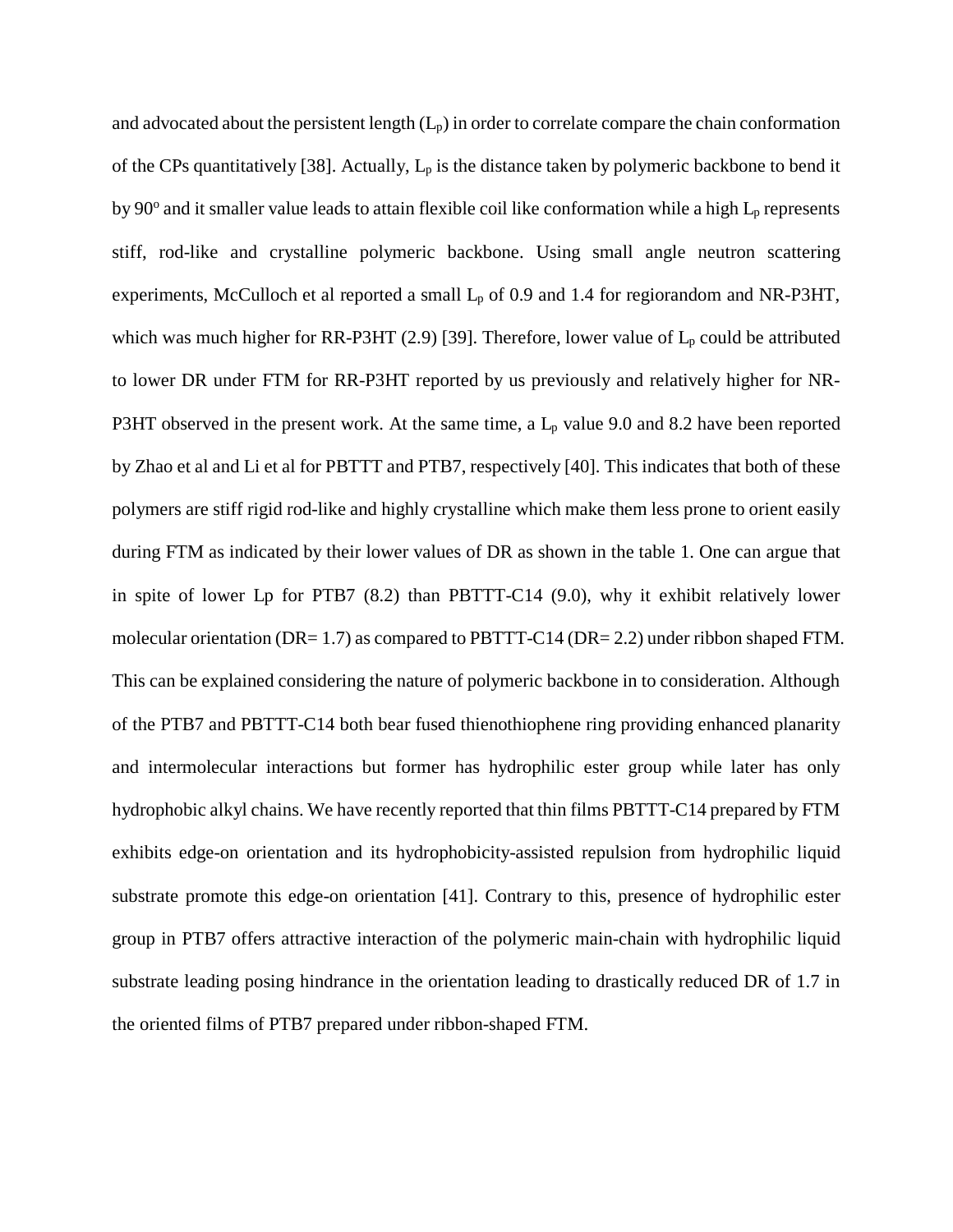and advocated about the persistent length ($L_p$) in order to correlate compare the chain conformation of the CPs quantitatively [38]. Actually, $L_p$ is the distance taken by polymeric backbone to bend it by 90$^o$ and it smaller value leads to attain flexible coil like conformation while a high $L_p$ represents stiff, rod-like and crystalline polymeric backbone. Using small angle neutron scattering experiments, McCulloch et al reported a small $L_p$ of 0.9 and 1.4 for regiorandom and NR-P3HT, which was much higher for RR-P3HT (2.9) [39]. Therefore, lower value of $L_p$ could be attributed to lower DR under FTM for RR-P3HT reported by us previously and relatively higher for NR-P3HT observed in the present work. At the same time, a $L_p$ value 9.0 and 8.2 have been reported by Zhao et al and Li et al for PBTTT and PTB7, respectively [40]. This indicates that both of these polymers are stiff rigid rod-like and highly crystalline which make them less prone to orient easily during FTM as indicated by their lower values of DR as shown in the table 1. One can argue that in spite of lower Lp for PTB7 (8.2) than PBTTT-C14 (9.0), why it exhibit relatively lower molecular orientation (DR= 1.7) as compared to PBTTT-C14 (DR= 2.2) under ribbon shaped FTM. This can be explained considering the nature of polymeric backbone in to consideration. Although of the PTB7 and PBTTT-C14 both bear fused thienothiophene ring providing enhanced planarity and intermolecular interactions but former has hydrophilic ester group while later has only hydrophobic alkyl chains. We have recently reported that thin films PBTTT-C14 prepared by FTM exhibits edge-on orientation and its hydrophobicity-assisted repulsion from hydrophilic liquid substrate promote this edge-on orientation [41]. Contrary to this, presence of hydrophilic ester group in PTB7 offers attractive interaction of the polymeric main-chain with hydrophilic liquid substrate leading posing hindrance in the orientation leading to drastically reduced DR of 1.7 in the oriented films of PTB7 prepared under ribbon-shaped FTM.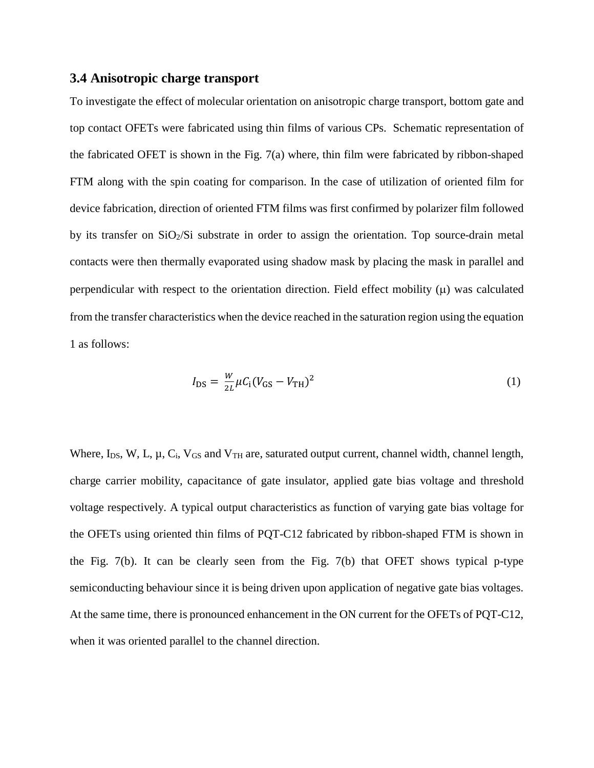### 3.4 Anisotropic charge transport

To investigate the effect of molecular orientation on anisotropic charge transport, bottom gate and top contact OFETs were fabricated using thin films of various CPs.  Schematic representation of the fabricated OFET is shown in the Fig. 7(a) where, thin film were fabricated by ribbon-shaped FTM along with the spin coating for comparison. In the case of utilization of oriented film for device fabrication, direction of oriented FTM films was first confirmed by polarizer film followed by its transfer on $SiO_2$/Si substrate in order to assign the orientation. Top source-drain metal contacts were then thermally evaporated using shadow mask by placing the mask in parallel and perpendicular with respect to the orientation direction. Field effect mobility ($\mu$) was calculated from the transfer characteristics when the device reached in the saturation region using the equation 1 as follows:

$$I_{DS} = \frac{W}{2L}\mu C_i (V_{GS} - V_{TH})^2 \tag{1}$$

Where, $I_{DS}$, W, L, $\mu$, $C_i$, $V_{GS}$ and $V_{TH}$ are, saturated output current, channel width, channel length, charge carrier mobility, capacitance of gate insulator, applied gate bias voltage and threshold voltage respectively. A typical output characteristics as function of varying gate bias voltage for the OFETs using oriented thin films of PQT-C12 fabricated by ribbon-shaped FTM is shown in the Fig. 7(b). It can be clearly seen from the Fig. 7(b) that OFET shows typical p-type semiconducting behaviour since it is being driven upon application of negative gate bias voltages. At the same time, there is pronounced enhancement in the ON current for the OFETs of PQT-C12, when it was oriented parallel to the channel direction.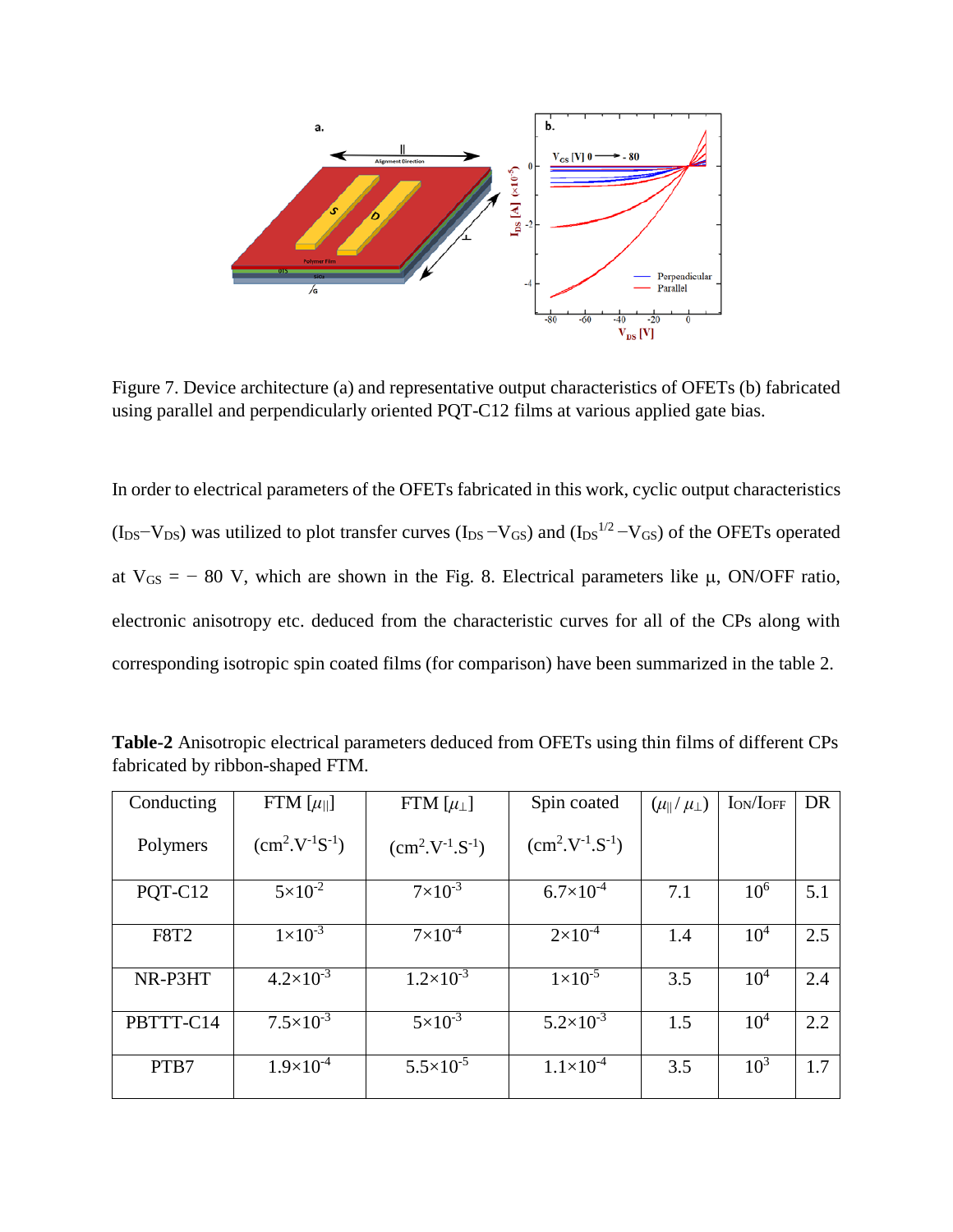Figure 7. Device architecture (a) and representative output characteristics of OFETs (b) fabricated using parallel and perpendicularly oriented PQT-C12 films at various applied gate bias.

In order to electrical parameters of the OFETs fabricated in this work, cyclic output characteristics ($I_{DS}$−$V_{DS}$) was utilized to plot transfer curves ($I_{DS}$ −$V_{GS}$) and ($I_{DS}^{1/2}$ −$V_{GS}$) of the OFETs operated at $V_{GS}$ = − 80 V, which are shown in the Fig. 8. Electrical parameters like μ, ON/OFF ratio, electronic anisotropy etc. deduced from the characteristic curves for all of the CPs along with corresponding isotropic spin coated films (for comparison) have been summarized in the table 2.

**Table-2** Anisotropic electrical parameters deduced from OFETs using thin films of different CPs fabricated by ribbon-shaped FTM.

| Conducting Polymers | FTM [$\mu_{\parallel}$] ($cm^2.V^{-1}S^{-1}$) | FTM [$\mu_{\perp}$] ($cm^2.V^{-1}.S^{-1}$) | Spin coated ($cm^2.V^{-1}.S^{-1}$) | ($\mu_{\parallel}$ / $\mu_{\perp}$) | $I_{ON}/I_{OFF}$ | DR |
|---|---|---|---|---|---|---|
| PQT-C12 | $5\times10^{-2}$ | $7\times10^{-3}$ | $6.7\times10^{-4}$ | 7.1 | $10^6$ | 5.1 |
| F8T2 | $1\times10^{-3}$ | $7\times10^{-4}$ | $2\times10^{-4}$ | 1.4 | $10^4$ | 2.5 |
| NR-P3HT | $4.2\times10^{-3}$ | $1.2\times10^{-3}$ | $1\times10^{-5}$ | 3.5 | $10^4$ | 2.4 |
| PBTTT-C14 | $7.5\times10^{-3}$ | $5\times10^{-3}$ | $5.2\times10^{-3}$ | 1.5 | $10^4$ | 2.2 |
| PTB7 | $1.9\times10^{-4}$ | $5.5\times10^{-5}$ | $1.1\times10^{-4}$ | 3.5 | $10^3$ | 1.7 |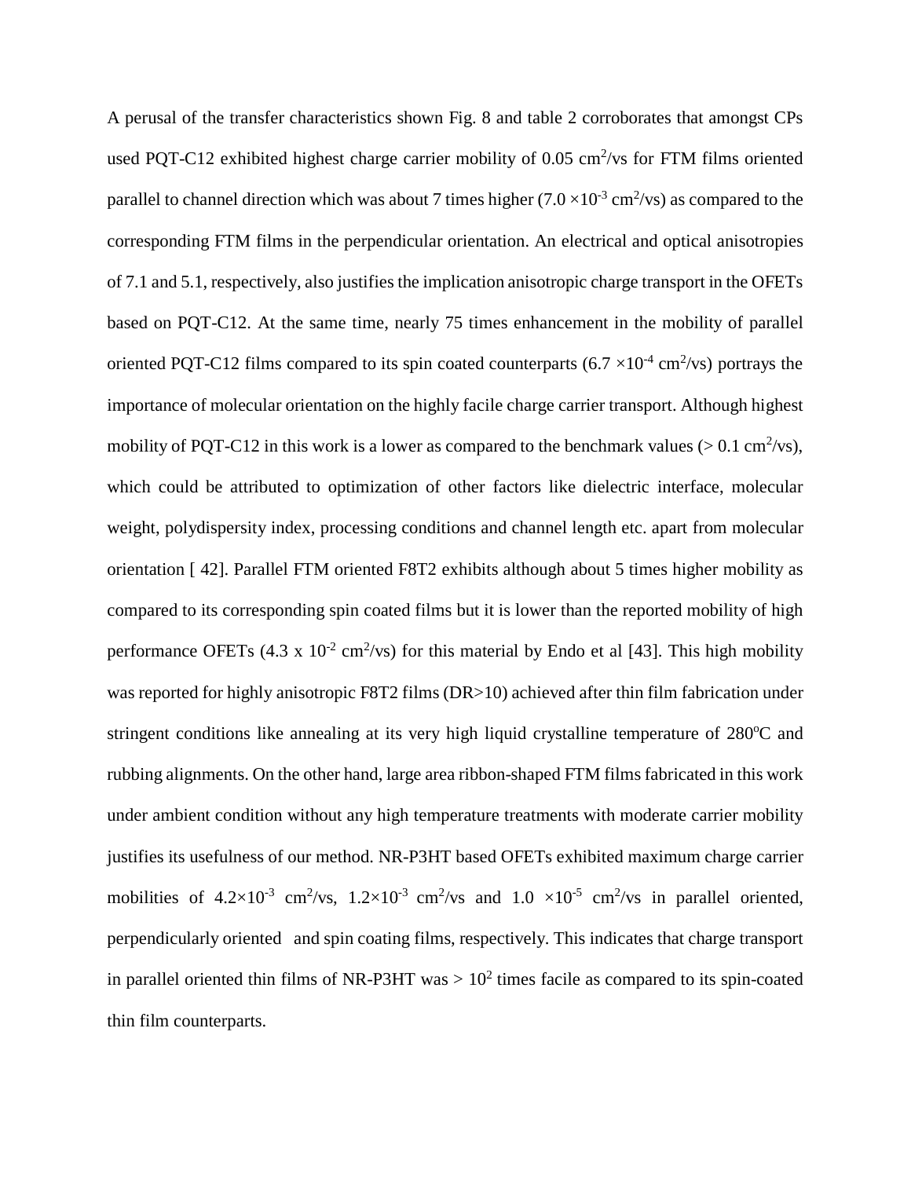A perusal of the transfer characteristics shown Fig. 8 and table 2 corroborates that amongst CPs used PQT-C12 exhibited highest charge carrier mobility of 0.05 $cm^2/vs$ for FTM films oriented parallel to channel direction which was about 7 times higher ($7.0 \times 10^{-3}$ $cm^2/vs$) as compared to the corresponding FTM films in the perpendicular orientation. An electrical and optical anisotropies of 7.1 and 5.1, respectively, also justifies the implication anisotropic charge transport in the OFETs based on PQT-C12. At the same time, nearly 75 times enhancement in the mobility of parallel oriented PQT-C12 films compared to its spin coated counterparts ($6.7 \times 10^{-4}$ $cm^2/vs$) portrays the importance of molecular orientation on the highly facile charge carrier transport. Although highest mobility of PQT-C12 in this work is a lower as compared to the benchmark values (> 0.1 $cm^2/vs$), which could be attributed to optimization of other factors like dielectric interface, molecular weight, polydispersity index, processing conditions and channel length etc. apart from molecular orientation [ 42]. Parallel FTM oriented F8T2 exhibits although about 5 times higher mobility as compared to its corresponding spin coated films but it is lower than the reported mobility of high performance OFETs ($4.3 \times 10^{-2}$ $cm^2/vs$) for this material by Endo et al [43]. This high mobility was reported for highly anisotropic F8T2 films (DR>10) achieved after thin film fabrication under stringent conditions like annealing at its very high liquid crystalline temperature of 280°C and rubbing alignments. On the other hand, large area ribbon-shaped FTM films fabricated in this work under ambient condition without any high temperature treatments with moderate carrier mobility justifies its usefulness of our method. NR-P3HT based OFETs exhibited maximum charge carrier mobilities of $4.2 \times 10^{-3}$ $cm^2/vs$, $1.2 \times 10^{-3}$ $cm^2/vs$ and $1.0 \times 10^{-5}$ $cm^2/vs$ in parallel oriented, perpendicularly oriented and spin coating films, respectively. This indicates that charge transport in parallel oriented thin films of NR-P3HT was > $10^2$ times facile as compared to its spin-coated thin film counterparts.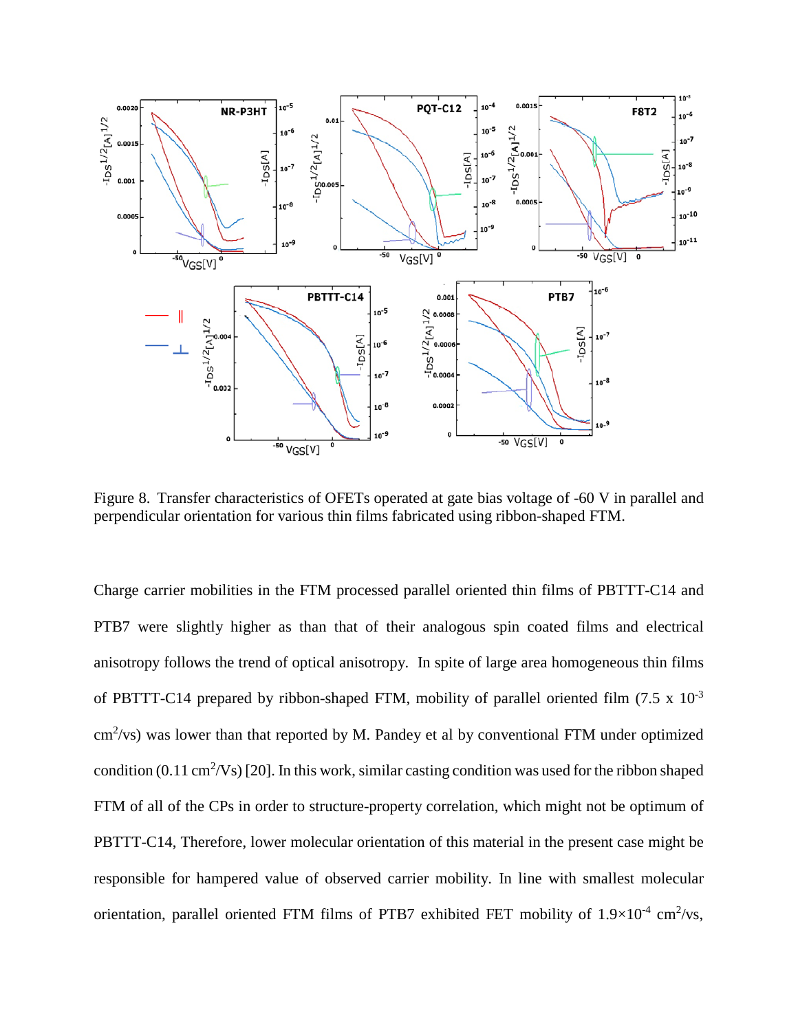Figure 8. Transfer characteristics of OFETs operated at gate bias voltage of -60 V in parallel and perpendicular orientation for various thin films fabricated using ribbon-shaped FTM.

Charge carrier mobilities in the FTM processed parallel oriented thin films of PBTTT-C14 and PTB7 were slightly higher as than that of their analogous spin coated films and electrical anisotropy follows the trend of optical anisotropy. In spite of large area homogeneous thin films of PBTTT-C14 prepared by ribbon-shaped FTM, mobility of parallel oriented film (7.5 x $10^{-3}$ $cm^2$/vs) was lower than that reported by M. Pandey et al by conventional FTM under optimized condition (0.11 $cm^2$/Vs) [20]. In this work, similar casting condition was used for the ribbon shaped FTM of all of the CPs in order to structure-property correlation, which might not be optimum of PBTTT-C14, Therefore, lower molecular orientation of this material in the present case might be responsible for hampered value of observed carrier mobility. In line with smallest molecular orientation, parallel oriented FTM films of PTB7 exhibited FET mobility of $1.9\times10^{-4}$ $cm^2$/vs,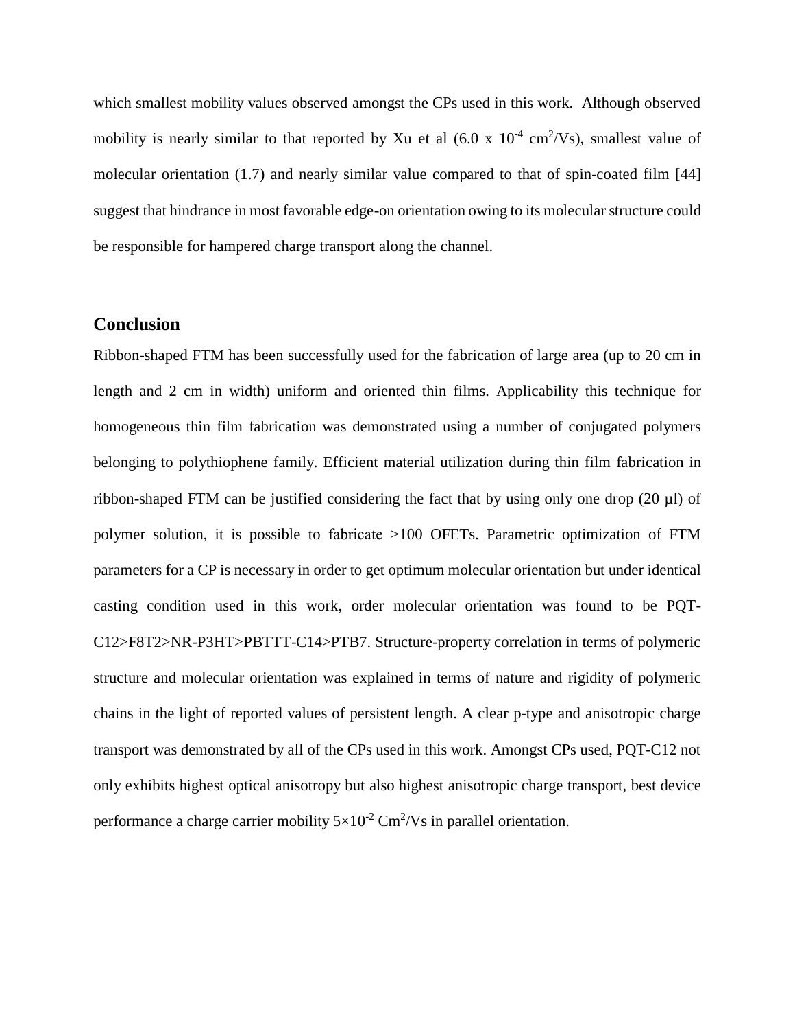which smallest mobility values observed amongst the CPs used in this work. Although observed mobility is nearly similar to that reported by Xu et al ($6.0 \times 10^{-4}$ $cm^2/Vs$), smallest value of molecular orientation (1.7) and nearly similar value compared to that of spin-coated film [44] suggest that hindrance in most favorable edge-on orientation owing to its molecular structure could be responsible for hampered charge transport along the channel.

## Conclusion

Ribbon-shaped FTM has been successfully used for the fabrication of large area (up to 20 cm in length and 2 cm in width) uniform and oriented thin films. Applicability this technique for homogeneous thin film fabrication was demonstrated using a number of conjugated polymers belonging to polythiophene family. Efficient material utilization during thin film fabrication in ribbon-shaped FTM can be justified considering the fact that by using only one drop (20 µl) of polymer solution, it is possible to fabricate >100 OFETs. Parametric optimization of FTM parameters for a CP is necessary in order to get optimum molecular orientation but under identical casting condition used in this work, order molecular orientation was found to be PQT-C12>F8T2>NR-P3HT>PBTTT-C14>PTB7. Structure-property correlation in terms of polymeric structure and molecular orientation was explained in terms of nature and rigidity of polymeric chains in the light of reported values of persistent length. A clear p-type and anisotropic charge transport was demonstrated by all of the CPs used in this work. Amongst CPs used, PQT-C12 not only exhibits highest optical anisotropy but also highest anisotropic charge transport, best device performance a charge carrier mobility $5\times10^{-2}$ $Cm^2/Vs$ in parallel orientation.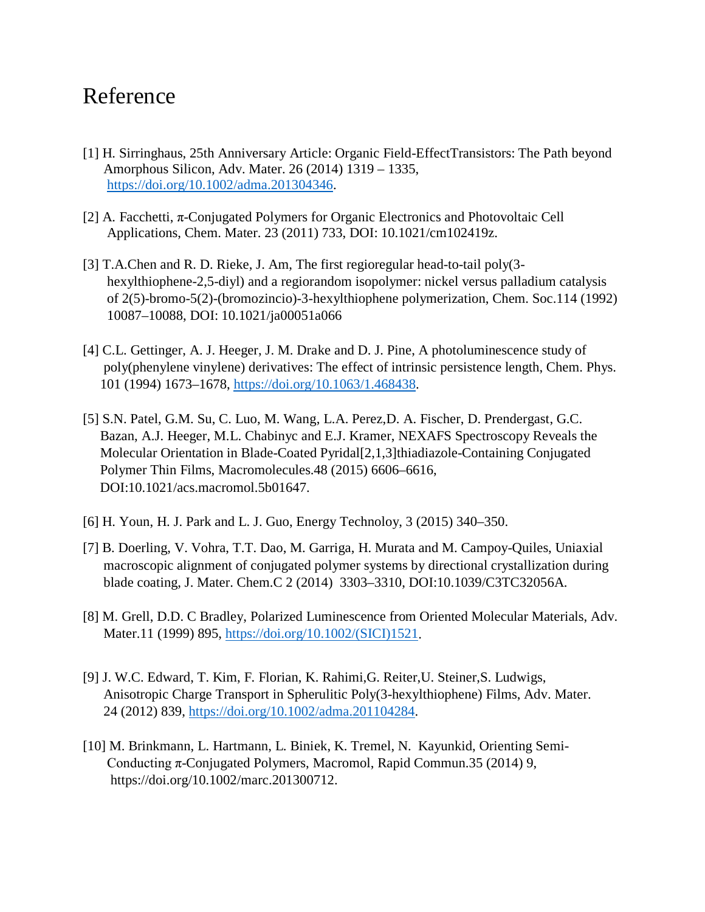# Reference

[1] H. Sirringhaus, 25th Anniversary Article: Organic Field-EffectTransistors: The Path beyond Amorphous Silicon, Adv. Mater. 26 (2014) 1319 – 1335, https://doi.org/10.1002/adma.201304346.

[2] A. Facchetti, π-Conjugated Polymers for Organic Electronics and Photovoltaic Cell Applications, Chem. Mater. 23 (2011) 733, DOI: 10.1021/cm102419z.

[3] T.A.Chen and R. D. Rieke, J. Am, The first regioregular head-to-tail poly(3-hexylthiophene-2,5-diyl) and a regiorandom isopolymer: nickel versus palladium catalysis of 2(5)-bromo-5(2)-(bromozincio)-3-hexylthiophene polymerization, Chem. Soc.114 (1992) 10087–10088, DOI: 10.1021/ja00051a066

[4] C.L. Gettinger, A. J. Heeger, J. M. Drake and D. J. Pine, A photoluminescence study of poly(phenylene vinylene) derivatives: The effect of intrinsic persistence length, Chem. Phys. 101 (1994) 1673–1678, https://doi.org/10.1063/1.468438.

[5] S.N. Patel, G.M. Su, C. Luo, M. Wang, L.A. Perez,D. A. Fischer, D. Prendergast, G.C. Bazan, A.J. Heeger, M.L. Chabinyc and E.J. Kramer, NEXAFS Spectroscopy Reveals the Molecular Orientation in Blade-Coated Pyridal[2,1,3]thiadiazole-Containing Conjugated Polymer Thin Films, Macromolecules.48 (2015) 6606–6616, DOI:10.1021/acs.macromol.5b01647.

[6] H. Youn, H. J. Park and L. J. Guo, Energy Technoloy, 3 (2015) 340–350.

[7] B. Doerling, V. Vohra, T.T. Dao, M. Garriga, H. Murata and M. Campoy-Quiles, Uniaxial macroscopic alignment of conjugated polymer systems by directional crystallization during blade coating, J. Mater. Chem.C 2 (2014) 3303–3310, DOI:10.1039/C3TC32056A.

[8] M. Grell, D.D. C Bradley, Polarized Luminescence from Oriented Molecular Materials, Adv. Mater.11 (1999) 895, https://doi.org/10.1002/(SICI)1521.

[9] J. W.C. Edward, T. Kim, F. Florian, K. Rahimi,G. Reiter,U. Steiner,S. Ludwigs, Anisotropic Charge Transport in Spherulitic Poly(3-hexylthiophene) Films, Adv. Mater. 24 (2012) 839, https://doi.org/10.1002/adma.201104284.

[10] M. Brinkmann, L. Hartmann, L. Biniek, K. Tremel, N. Kayunkid, Orienting Semi-Conducting π-Conjugated Polymers, Macromol, Rapid Commun.35 (2014) 9, https://doi.org/10.1002/marc.201300712.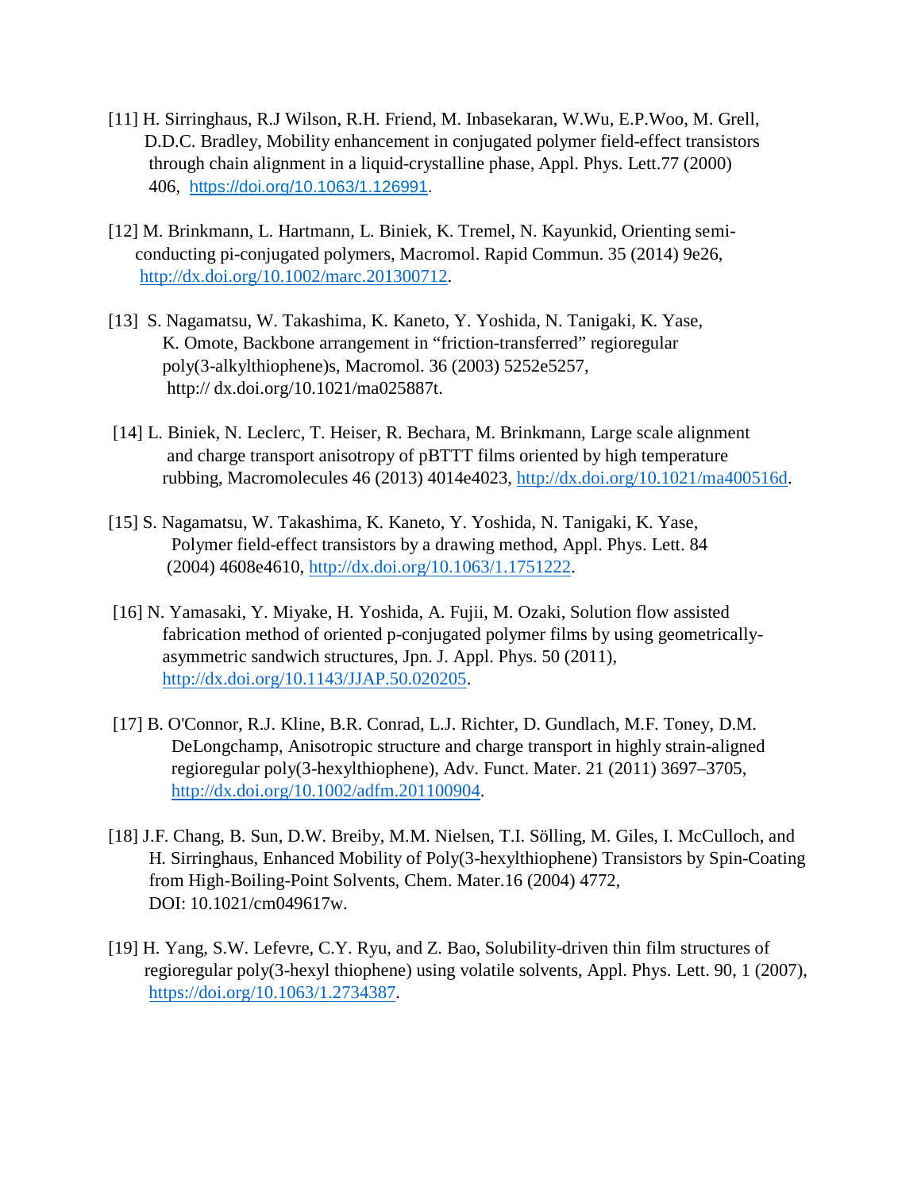[11] H. Sirringhaus, R.J Wilson, R.H. Friend, M. Inbasekaran, W.Wu, E.P.Woo, M. Grell, D.D.C. Bradley, Mobility enhancement in conjugated polymer field-effect transistors through chain alignment in a liquid-crystalline phase, Appl. Phys. Lett.77 (2000) 406, https://doi.org/10.1063/1.126991.

[12] M. Brinkmann, L. Hartmann, L. Biniek, K. Tremel, N. Kayunkid, Orienting semi-conducting pi-conjugated polymers, Macromol. Rapid Commun. 35 (2014) 9e26, http://dx.doi.org/10.1002/marc.201300712.

[13] S. Nagamatsu, W. Takashima, K. Kaneto, Y. Yoshida, N. Tanigaki, K. Yase, K. Omote, Backbone arrangement in "friction-transferred" regioregular poly(3-alkylthiophene)s, Macromol. 36 (2003) 5252e5257, http:// dx.doi.org/10.1021/ma025887t.

[14] L. Biniek, N. Leclerc, T. Heiser, R. Bechara, M. Brinkmann, Large scale alignment and charge transport anisotropy of pBTTT films oriented by high temperature rubbing, Macromolecules 46 (2013) 4014e4023, http://dx.doi.org/10.1021/ma400516d.

[15] S. Nagamatsu, W. Takashima, K. Kaneto, Y. Yoshida, N. Tanigaki, K. Yase, Polymer field-effect transistors by a drawing method, Appl. Phys. Lett. 84 (2004) 4608e4610, http://dx.doi.org/10.1063/1.1751222.

[16] N. Yamasaki, Y. Miyake, H. Yoshida, A. Fujii, M. Ozaki, Solution flow assisted fabrication method of oriented p-conjugated polymer films by using geometrically-asymmetric sandwich structures, Jpn. J. Appl. Phys. 50 (2011), http://dx.doi.org/10.1143/JJAP.50.020205.

[17] B. O'Connor, R.J. Kline, B.R. Conrad, L.J. Richter, D. Gundlach, M.F. Toney, D.M. DeLongchamp, Anisotropic structure and charge transport in highly strain-aligned regioregular poly(3-hexylthiophene), Adv. Funct. Mater. 21 (2011) 3697–3705, http://dx.doi.org/10.1002/adfm.201100904.

[18] J.F. Chang, B. Sun, D.W. Breiby, M.M. Nielsen, T.I. Sölling, M. Giles, I. McCulloch, and H. Sirringhaus, Enhanced Mobility of Poly(3-hexylthiophene) Transistors by Spin-Coating from High-Boiling-Point Solvents, Chem. Mater.16 (2004) 4772, DOI: 10.1021/cm049617w.

[19] H. Yang, S.W. Lefevre, C.Y. Ryu, and Z. Bao, Solubility-driven thin film structures of regioregular poly(3-hexyl thiophene) using volatile solvents, Appl. Phys. Lett. 90, 1 (2007), https://doi.org/10.1063/1.2734387.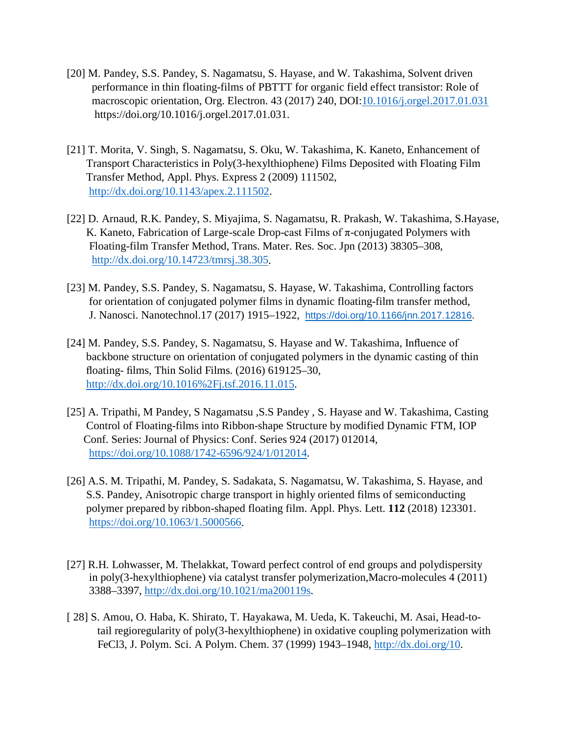[20] M. Pandey, S.S. Pandey, S. Nagamatsu, S. Hayase, and W. Takashima, Solvent driven performance in thin floating-films of PBTTT for organic field effect transistor: Role of macroscopic orientation, Org. Electron. 43 (2017) 240, DOI:10.1016/j.orgel.2017.01.031 https://doi.org/10.1016/j.orgel.2017.01.031.

[21] T. Morita, V. Singh, S. Nagamatsu, S. Oku, W. Takashima, K. Kaneto, Enhancement of Transport Characteristics in Poly(3-hexylthiophene) Films Deposited with Floating Film Transfer Method, Appl. Phys. Express 2 (2009) 111502, http://dx.doi.org/10.1143/apex.2.111502.

[22] D. Arnaud, R.K. Pandey, S. Miyajima, S. Nagamatsu, R. Prakash, W. Takashima, S.Hayase, K. Kaneto, Fabrication of Large-scale Drop-cast Films of π-conjugated Polymers with Floating-film Transfer Method, Trans. Mater. Res. Soc. Jpn (2013) 38305–308, http://dx.doi.org/10.14723/tmrsj.38.305.

[23] M. Pandey, S.S. Pandey, S. Nagamatsu, S. Hayase, W. Takashima, Controlling factors for orientation of conjugated polymer films in dynamic floating-film transfer method, J. Nanosci. Nanotechnol.17 (2017) 1915–1922, https://doi.org/10.1166/jnn.2017.12816.

[24] M. Pandey, S.S. Pandey, S. Nagamatsu, S. Hayase and W. Takashima, Influence of backbone structure on orientation of conjugated polymers in the dynamic casting of thin floating- films, Thin Solid Films. (2016) 619125–30, http://dx.doi.org/10.1016%2Fj.tsf.2016.11.015.

[25] A. Tripathi, M Pandey, S Nagamatsu ,S.S Pandey , S. Hayase and W. Takashima, Casting Control of Floating-films into Ribbon-shape Structure by modified Dynamic FTM, IOP Conf. Series: Journal of Physics: Conf. Series 924 (2017) 012014, https://doi.org/10.1088/1742-6596/924/1/012014.

[26] A.S. M. Tripathi, M. Pandey, S. Sadakata, S. Nagamatsu, W. Takashima, S. Hayase, and S.S. Pandey, Anisotropic charge transport in highly oriented films of semiconducting polymer prepared by ribbon-shaped floating film. Appl. Phys. Lett. **112** (2018) 123301. https://doi.org/10.1063/1.5000566.

[27] R.H. Lohwasser, M. Thelakkat, Toward perfect control of end groups and polydispersity in poly(3-hexylthiophene) via catalyst transfer polymerization,Macro-molecules 4 (2011) 3388–3397, http://dx.doi.org/10.1021/ma200119s.

[ 28] S. Amou, O. Haba, K. Shirato, T. Hayakawa, M. Ueda, K. Takeuchi, M. Asai, Head-to-tail regioregularity of poly(3-hexylthiophene) in oxidative coupling polymerization with FeCl3, J. Polym. Sci. A Polym. Chem. 37 (1999) 1943–1948, http://dx.doi.org/10.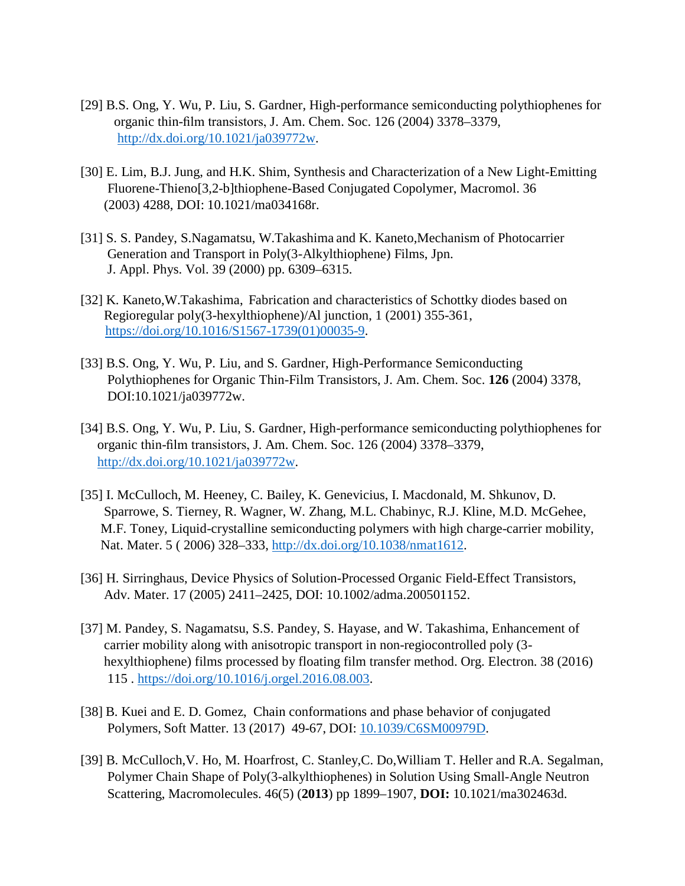[29] B.S. Ong, Y. Wu, P. Liu, S. Gardner, High-performance semiconducting polythiophenes for organic thin-film transistors, J. Am. Chem. Soc. 126 (2004) 3378–3379, http://dx.doi.org/10.1021/ja039772w.

[30] E. Lim, B.J. Jung, and H.K. Shim, Synthesis and Characterization of a New Light-Emitting Fluorene-Thieno[3,2-b]thiophene-Based Conjugated Copolymer, Macromol. 36 (2003) 4288, DOI: 10.1021/ma034168r.

[31] S. S. Pandey, S.Nagamatsu, W.Takashima and K. Kaneto,Mechanism of Photocarrier Generation and Transport in Poly(3-Alkylthiophene) Films, Jpn. J. Appl. Phys. Vol. 39 (2000) pp. 6309–6315.

[32] K. Kaneto,W.Takashima, Fabrication and characteristics of Schottky diodes based on Regioregular poly(3-hexylthiophene)/Al junction, 1 (2001) 355-361, https://doi.org/10.1016/S1567-1739(01)00035-9.

[33] B.S. Ong, Y. Wu, P. Liu, and S. Gardner, High-Performance Semiconducting Polythiophenes for Organic Thin-Film Transistors, J. Am. Chem. Soc. **126** (2004) 3378, DOI:10.1021/ja039772w.

[34] B.S. Ong, Y. Wu, P. Liu, S. Gardner, High-performance semiconducting polythiophenes for organic thin-film transistors, J. Am. Chem. Soc. 126 (2004) 3378–3379, http://dx.doi.org/10.1021/ja039772w.

[35] I. McCulloch, M. Heeney, C. Bailey, K. Genevicius, I. Macdonald, M. Shkunov, D. Sparrowe, S. Tierney, R. Wagner, W. Zhang, M.L. Chabinyc, R.J. Kline, M.D. McGehee, M.F. Toney, Liquid-crystalline semiconducting polymers with high charge-carrier mobility, Nat. Mater. 5 ( 2006) 328–333, http://dx.doi.org/10.1038/nmat1612.

[36] H. Sirringhaus, Device Physics of Solution-Processed Organic Field-Effect Transistors, Adv. Mater. 17 (2005) 2411–2425, DOI: 10.1002/adma.200501152.

[37] M. Pandey, S. Nagamatsu, S.S. Pandey, S. Hayase, and W. Takashima, Enhancement of carrier mobility along with anisotropic transport in non-regiocontrolled poly (3-hexylthiophene) films processed by floating film transfer method. Org. Electron. 38 (2016) 115 . https://doi.org/10.1016/j.orgel.2016.08.003.

[38] B. Kuei and E. D. Gomez, Chain conformations and phase behavior of conjugated Polymers, Soft Matter. 13 (2017) 49-67, DOI: 10.1039/C6SM00979D.

[39] B. McCulloch,V. Ho, M. Hoarfrost, C. Stanley,C. Do,William T. Heller and R.A. Segalman, Polymer Chain Shape of Poly(3-alkylthiophenes) in Solution Using Small-Angle Neutron Scattering, Macromolecules. 46(5) (**2013**) pp 1899–1907, **DOI:** 10.1021/ma302463d.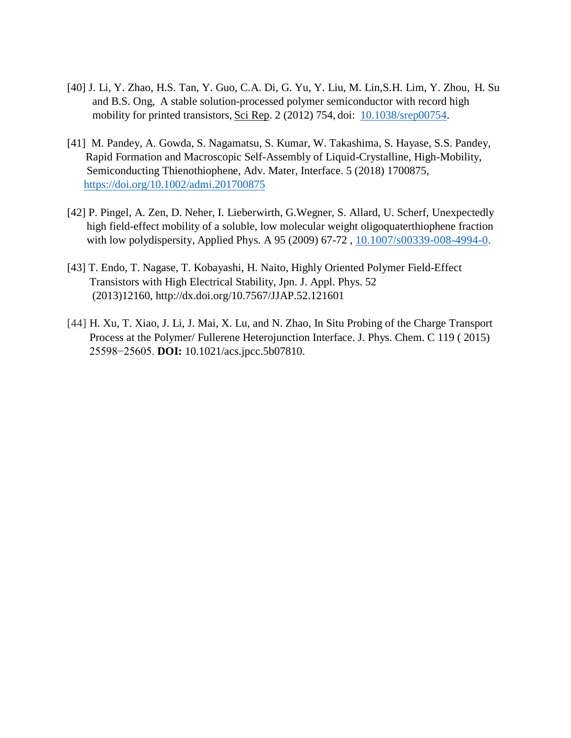[40] J. Li, Y. Zhao, H.S. Tan, Y. Guo, C.A. Di, G. Yu, Y. Liu, M. Lin,S.H. Lim, Y. Zhou, H. Su and B.S. Ong, A stable solution-processed polymer semiconductor with record high mobility for printed transistors, Sci Rep. 2 (2012) 754, doi: 10.1038/srep00754.

[41] M. Pandey, A. Gowda, S. Nagamatsu, S. Kumar, W. Takashima, S. Hayase, S.S. Pandey, Rapid Formation and Macroscopic Self-Assembly of Liquid-Crystalline, High-Mobility, Semiconducting Thienothiophene, Adv. Mater, Interface. 5 (2018) 1700875, https://doi.org/10.1002/admi.201700875

[42] P. Pingel, A. Zen, D. Neher, I. Lieberwirth, G.Wegner, S. Allard, U. Scherf, Unexpectedly high field-effect mobility of a soluble, low molecular weight oligoquaterthiophene fraction with low polydispersity, Applied Phys. A 95 (2009) 67-72 , 10.1007/s00339-008-4994-0.

[43] T. Endo, T. Nagase, T. Kobayashi, H. Naito, Highly Oriented Polymer Field-Effect Transistors with High Electrical Stability, Jpn. J. Appl. Phys. 52 (2013)12160, http://dx.doi.org/10.7567/JJAP.52.121601

[44] H. Xu, T. Xiao, J. Li, J. Mai, X. Lu, and N. Zhao, In Situ Probing of the Charge Transport Process at the Polymer/ Fullerene Heterojunction Interface. J. Phys. Chem. C 119 ( 2015) 25598−25605. **DOI:** 10.1021/acs.jpcc.5b07810.